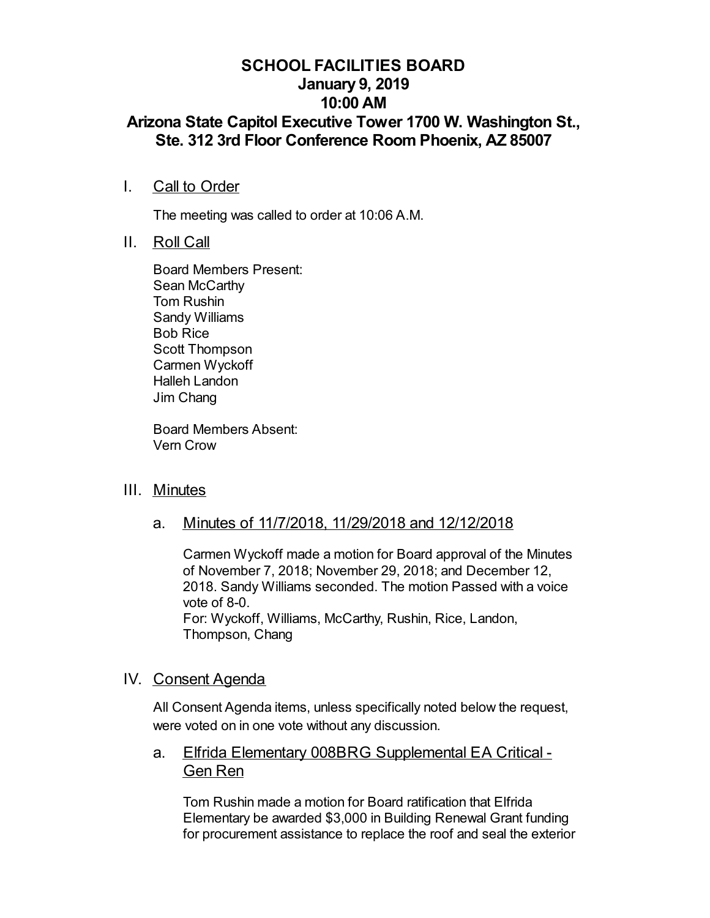# SCHOOL FACILITIES BOARD
## January 9, 2019
## 10:00 AM
## Arizona State Capitol Executive Tower 1700 W. Washington St., Ste. 312 3rd Floor Conference Room Phoenix, AZ 85007

I. Call to Order

The meeting was called to order at 10:06 A.M.

II. Roll Call

Board Members Present:
Sean McCarthy
Tom Rushin
Sandy Williams
Bob Rice
Scott Thompson
Carmen Wyckoff
Halleh Landon
Jim Chang

Board Members Absent:
Vern Crow

III. Minutes

a. Minutes of 11/7/2018, 11/29/2018 and 12/12/2018

Carmen Wyckoff made a motion for Board approval of the Minutes of November 7, 2018; November 29, 2018; and December 12, 2018. Sandy Williams seconded. The motion Passed with a voice vote of 8-0.
For: Wyckoff, Williams, McCarthy, Rushin, Rice, Landon, Thompson, Chang

IV. Consent Agenda

All Consent Agenda items, unless specifically noted below the request, were voted on in one vote without any discussion.

a. Elfrida Elementary 008BRG Supplemental EA Critical - Gen Ren

Tom Rushin made a motion for Board ratification that Elfrida Elementary be awarded $3,000 in Building Renewal Grant funding for procurement assistance to replace the roof and seal the exterior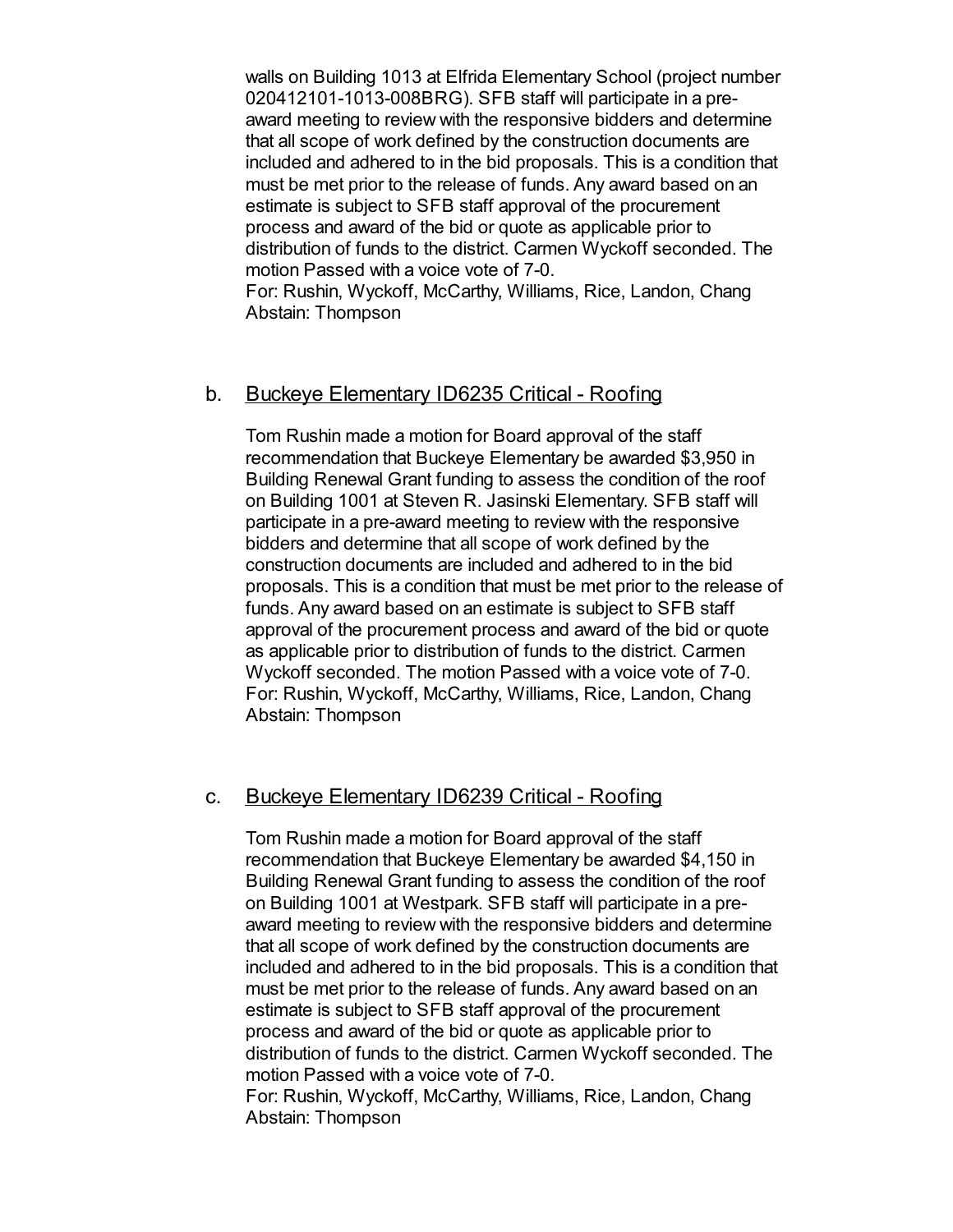walls on Building 1013 at Elfrida Elementary School (project number 020412101-1013-008BRG). SFB staff will participate in a pre-award meeting to review with the responsive bidders and determine that all scope of work defined by the construction documents are included and adhered to in the bid proposals. This is a condition that must be met prior to the release of funds. Any award based on an estimate is subject to SFB staff approval of the procurement process and award of the bid or quote as applicable prior to distribution of funds to the district. Carmen Wyckoff seconded. The motion Passed with a voice vote of 7-0.
For: Rushin, Wyckoff, McCarthy, Williams, Rice, Landon, Chang
Abstain: Thompson

b. Buckeye Elementary ID6235 Critical - Roofing

Tom Rushin made a motion for Board approval of the staff recommendation that Buckeye Elementary be awarded $3,950 in Building Renewal Grant funding to assess the condition of the roof on Building 1001 at Steven R. Jasinski Elementary. SFB staff will participate in a pre-award meeting to review with the responsive bidders and determine that all scope of work defined by the construction documents are included and adhered to in the bid proposals. This is a condition that must be met prior to the release of funds. Any award based on an estimate is subject to SFB staff approval of the procurement process and award of the bid or quote as applicable prior to distribution of funds to the district. Carmen Wyckoff seconded. The motion Passed with a voice vote of 7-0.
For: Rushin, Wyckoff, McCarthy, Williams, Rice, Landon, Chang
Abstain: Thompson

c. Buckeye Elementary ID6239 Critical - Roofing

Tom Rushin made a motion for Board approval of the staff recommendation that Buckeye Elementary be awarded $4,150 in Building Renewal Grant funding to assess the condition of the roof on Building 1001 at Westpark. SFB staff will participate in a pre-award meeting to review with the responsive bidders and determine that all scope of work defined by the construction documents are included and adhered to in the bid proposals. This is a condition that must be met prior to the release of funds. Any award based on an estimate is subject to SFB staff approval of the procurement process and award of the bid or quote as applicable prior to distribution of funds to the district. Carmen Wyckoff seconded. The motion Passed with a voice vote of 7-0.
For: Rushin, Wyckoff, McCarthy, Williams, Rice, Landon, Chang
Abstain: Thompson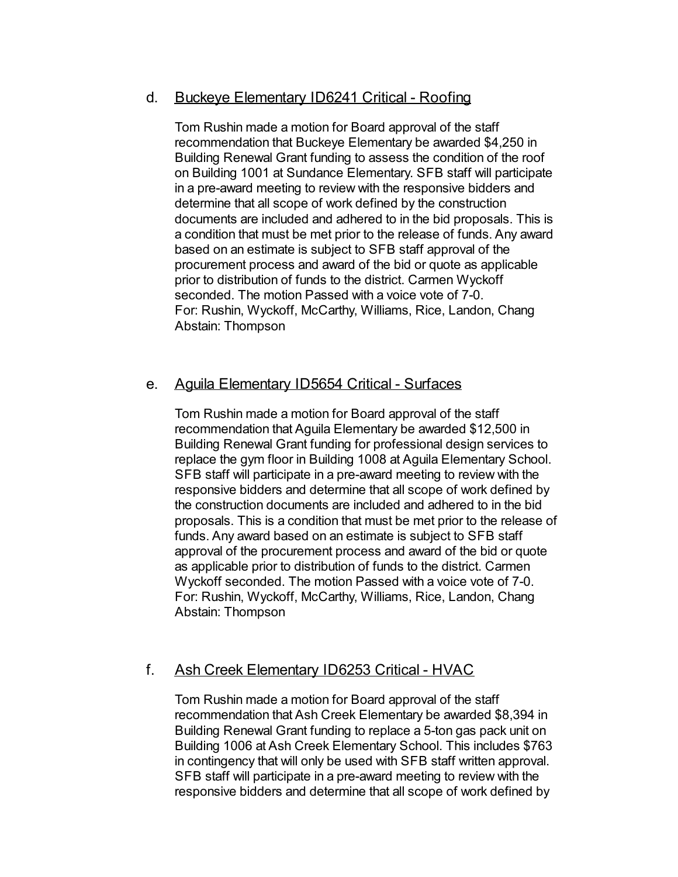d. <u>Buckeye Elementary ID6241 Critical - Roofing</u>

Tom Rushin made a motion for Board approval of the staff recommendation that Buckeye Elementary be awarded $4,250 in Building Renewal Grant funding to assess the condition of the roof on Building 1001 at Sundance Elementary. SFB staff will participate in a pre-award meeting to review with the responsive bidders and determine that all scope of work defined by the construction documents are included and adhered to in the bid proposals. This is a condition that must be met prior to the release of funds. Any award based on an estimate is subject to SFB staff approval of the procurement process and award of the bid or quote as applicable prior to distribution of funds to the district. Carmen Wyckoff seconded. The motion Passed with a voice vote of 7-0.
For: Rushin, Wyckoff, McCarthy, Williams, Rice, Landon, Chang
Abstain: Thompson

e. <u>Aguila Elementary ID5654 Critical - Surfaces</u>

Tom Rushin made a motion for Board approval of the staff recommendation that Aguila Elementary be awarded $12,500 in Building Renewal Grant funding for professional design services to replace the gym floor in Building 1008 at Aguila Elementary School. SFB staff will participate in a pre-award meeting to review with the responsive bidders and determine that all scope of work defined by the construction documents are included and adhered to in the bid proposals. This is a condition that must be met prior to the release of funds. Any award based on an estimate is subject to SFB staff approval of the procurement process and award of the bid or quote as applicable prior to distribution of funds to the district. Carmen Wyckoff seconded. The motion Passed with a voice vote of 7-0.
For: Rushin, Wyckoff, McCarthy, Williams, Rice, Landon, Chang
Abstain: Thompson

f. <u>Ash Creek Elementary ID6253 Critical - HVAC</u>

Tom Rushin made a motion for Board approval of the staff recommendation that Ash Creek Elementary be awarded $8,394 in Building Renewal Grant funding to replace a 5-ton gas pack unit on Building 1006 at Ash Creek Elementary School. This includes $763 in contingency that will only be used with SFB staff written approval. SFB staff will participate in a pre-award meeting to review with the responsive bidders and determine that all scope of work defined by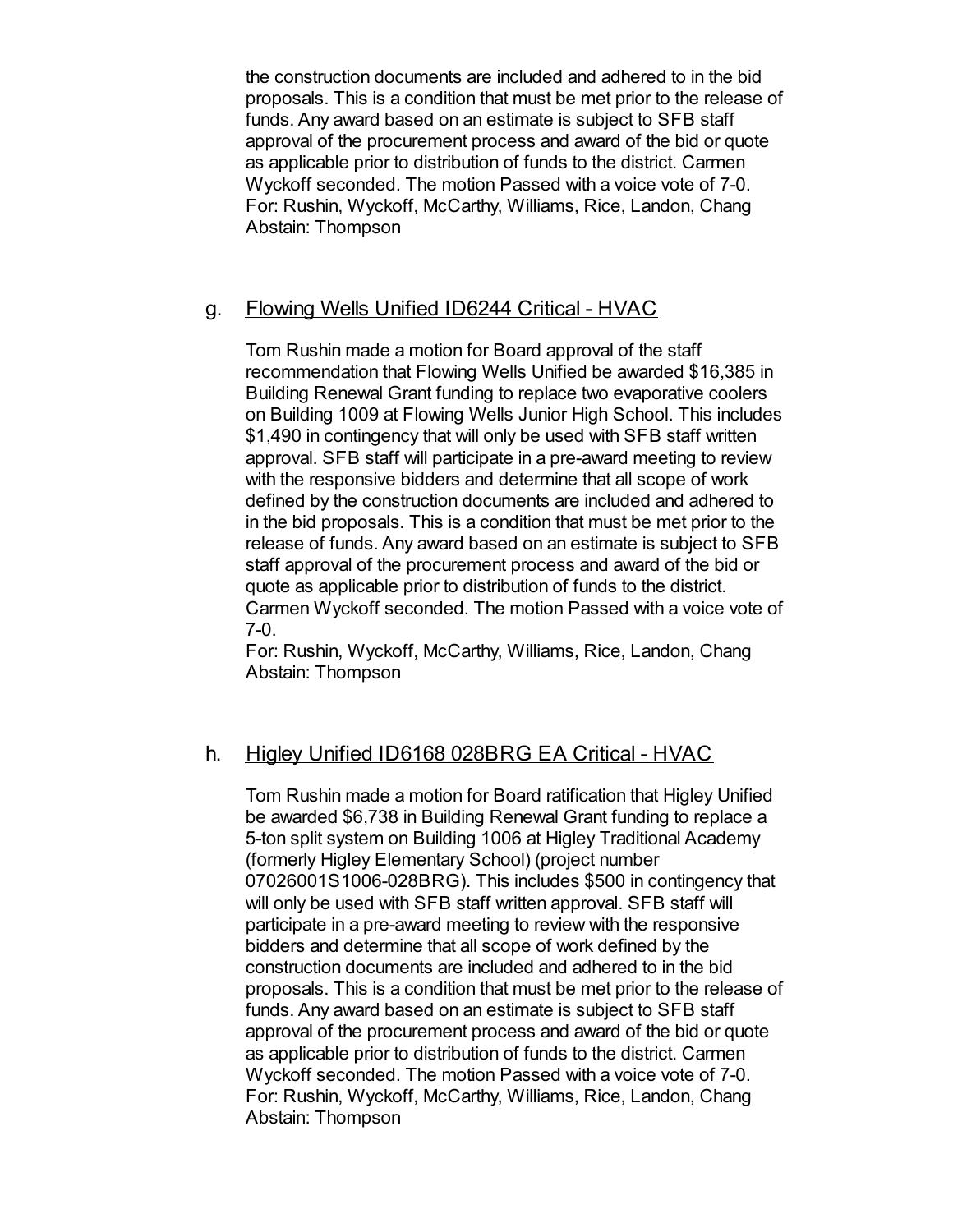the construction documents are included and adhered to in the bid proposals. This is a condition that must be met prior to the release of funds. Any award based on an estimate is subject to SFB staff approval of the procurement process and award of the bid or quote as applicable prior to distribution of funds to the district. Carmen Wyckoff seconded. The motion Passed with a voice vote of 7-0.
For: Rushin, Wyckoff, McCarthy, Williams, Rice, Landon, Chang
Abstain: Thompson

g. Flowing Wells Unified ID6244 Critical - HVAC

Tom Rushin made a motion for Board approval of the staff recommendation that Flowing Wells Unified be awarded $16,385 in Building Renewal Grant funding to replace two evaporative coolers on Building 1009 at Flowing Wells Junior High School. This includes $1,490 in contingency that will only be used with SFB staff written approval. SFB staff will participate in a pre-award meeting to review with the responsive bidders and determine that all scope of work defined by the construction documents are included and adhered to in the bid proposals. This is a condition that must be met prior to the release of funds. Any award based on an estimate is subject to SFB staff approval of the procurement process and award of the bid or quote as applicable prior to distribution of funds to the district. Carmen Wyckoff seconded. The motion Passed with a voice vote of 7-0.
For: Rushin, Wyckoff, McCarthy, Williams, Rice, Landon, Chang
Abstain: Thompson

h. Higley Unified ID6168 028BRG EA Critical - HVAC

Tom Rushin made a motion for Board ratification that Higley Unified be awarded $6,738 in Building Renewal Grant funding to replace a 5-ton split system on Building 1006 at Higley Traditional Academy (formerly Higley Elementary School) (project number 07026001S1006-028BRG). This includes $500 in contingency that will only be used with SFB staff written approval. SFB staff will participate in a pre-award meeting to review with the responsive bidders and determine that all scope of work defined by the construction documents are included and adhered to in the bid proposals. This is a condition that must be met prior to the release of funds. Any award based on an estimate is subject to SFB staff approval of the procurement process and award of the bid or quote as applicable prior to distribution of funds to the district. Carmen Wyckoff seconded. The motion Passed with a voice vote of 7-0.
For: Rushin, Wyckoff, McCarthy, Williams, Rice, Landon, Chang
Abstain: Thompson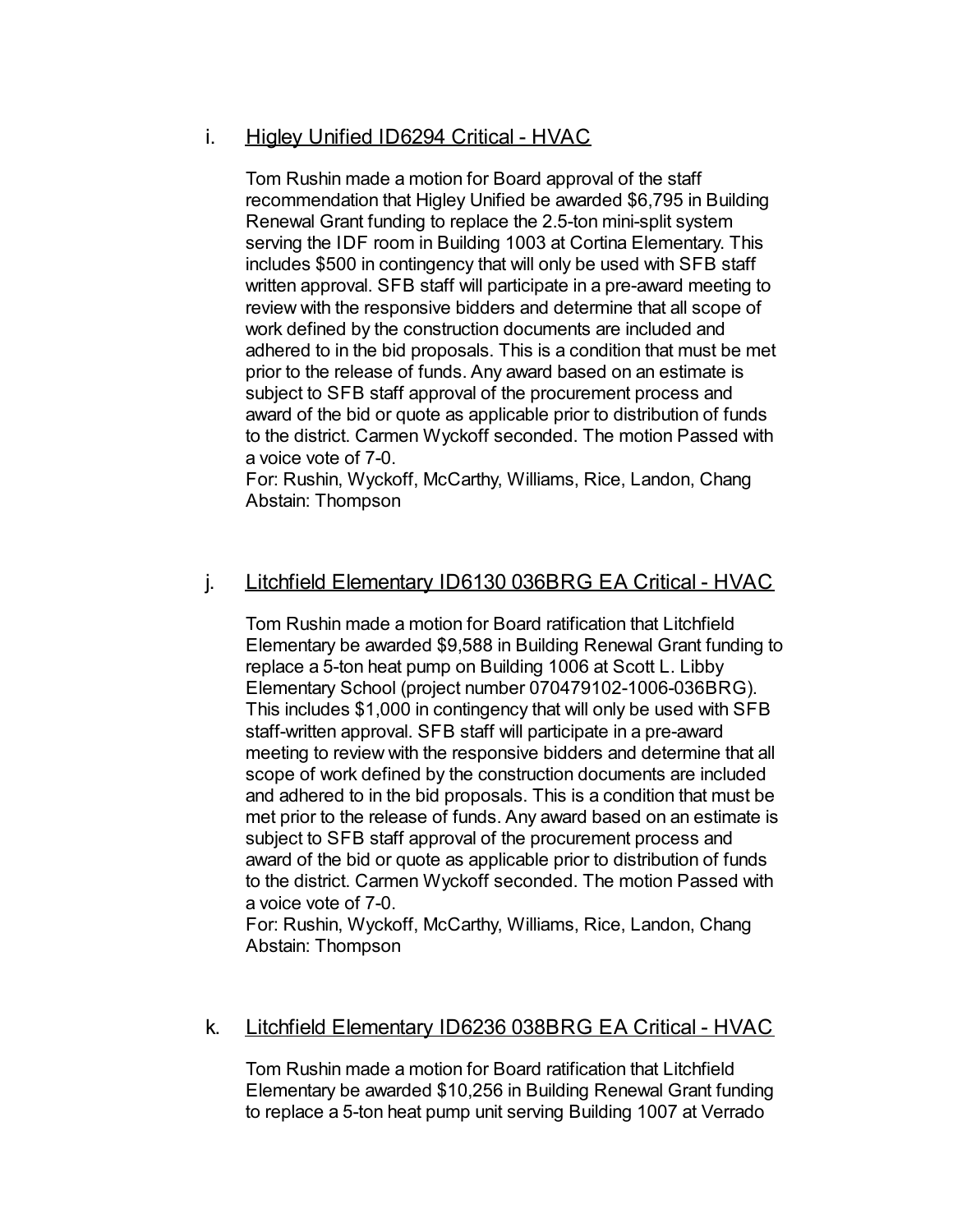i. <u>Higley Unified ID6294 Critical - HVAC</u>

Tom Rushin made a motion for Board approval of the staff recommendation that Higley Unified be awarded $6,795 in Building Renewal Grant funding to replace the 2.5-ton mini-split system serving the IDF room in Building 1003 at Cortina Elementary. This includes $500 in contingency that will only be used with SFB staff written approval. SFB staff will participate in a pre-award meeting to review with the responsive bidders and determine that all scope of work defined by the construction documents are included and adhered to in the bid proposals. This is a condition that must be met prior to the release of funds. Any award based on an estimate is subject to SFB staff approval of the procurement process and award of the bid or quote as applicable prior to distribution of funds to the district. Carmen Wyckoff seconded. The motion Passed with a voice vote of 7-0.
For: Rushin, Wyckoff, McCarthy, Williams, Rice, Landon, Chang
Abstain: Thompson

j. <u>Litchfield Elementary ID6130 036BRG EA Critical - HVAC</u>

Tom Rushin made a motion for Board ratification that Litchfield Elementary be awarded $9,588 in Building Renewal Grant funding to replace a 5-ton heat pump on Building 1006 at Scott L. Libby Elementary School (project number 070479102-1006-036BRG). This includes $1,000 in contingency that will only be used with SFB staff-written approval. SFB staff will participate in a pre-award meeting to review with the responsive bidders and determine that all scope of work defined by the construction documents are included and adhered to in the bid proposals. This is a condition that must be met prior to the release of funds. Any award based on an estimate is subject to SFB staff approval of the procurement process and award of the bid or quote as applicable prior to distribution of funds to the district. Carmen Wyckoff seconded. The motion Passed with a voice vote of 7-0.
For: Rushin, Wyckoff, McCarthy, Williams, Rice, Landon, Chang
Abstain: Thompson

k. <u>Litchfield Elementary ID6236 038BRG EA Critical - HVAC</u>

Tom Rushin made a motion for Board ratification that Litchfield Elementary be awarded $10,256 in Building Renewal Grant funding to replace a 5-ton heat pump unit serving Building 1007 at Verrado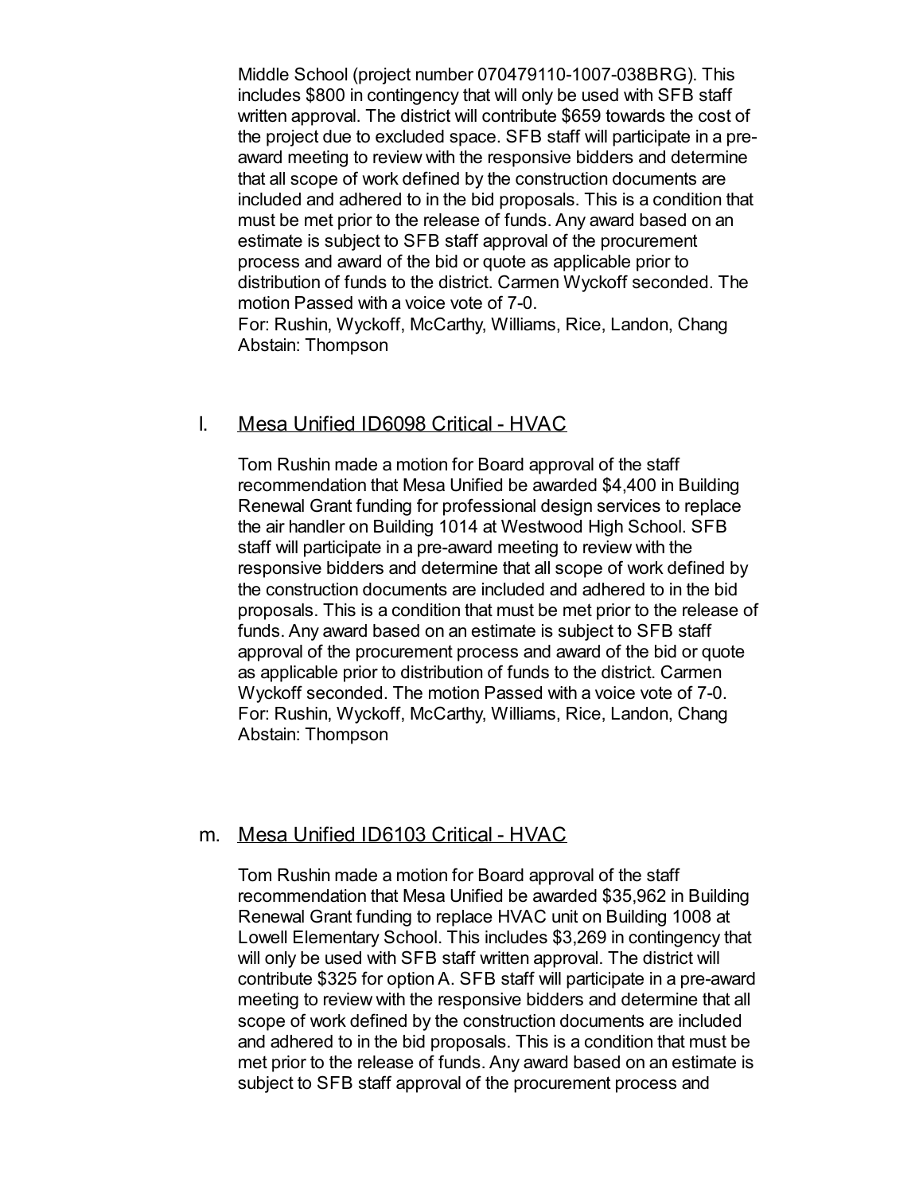Middle School (project number 070479110-1007-038BRG). This includes $800 in contingency that will only be used with SFB staff written approval. The district will contribute $659 towards the cost of the project due to excluded space. SFB staff will participate in a pre-award meeting to review with the responsive bidders and determine that all scope of work defined by the construction documents are included and adhered to in the bid proposals. This is a condition that must be met prior to the release of funds. Any award based on an estimate is subject to SFB staff approval of the procurement process and award of the bid or quote as applicable prior to distribution of funds to the district. Carmen Wyckoff seconded. The motion Passed with a voice vote of 7-0.
For: Rushin, Wyckoff, McCarthy, Williams, Rice, Landon, Chang
Abstain: Thompson

l. Mesa Unified ID6098 Critical - HVAC

Tom Rushin made a motion for Board approval of the staff recommendation that Mesa Unified be awarded $4,400 in Building Renewal Grant funding for professional design services to replace the air handler on Building 1014 at Westwood High School. SFB staff will participate in a pre-award meeting to review with the responsive bidders and determine that all scope of work defined by the construction documents are included and adhered to in the bid proposals. This is a condition that must be met prior to the release of funds. Any award based on an estimate is subject to SFB staff approval of the procurement process and award of the bid or quote as applicable prior to distribution of funds to the district. Carmen Wyckoff seconded. The motion Passed with a voice vote of 7-0.
For: Rushin, Wyckoff, McCarthy, Williams, Rice, Landon, Chang
Abstain: Thompson

m. Mesa Unified ID6103 Critical - HVAC

Tom Rushin made a motion for Board approval of the staff recommendation that Mesa Unified be awarded $35,962 in Building Renewal Grant funding to replace HVAC unit on Building 1008 at Lowell Elementary School. This includes $3,269 in contingency that will only be used with SFB staff written approval. The district will contribute $325 for option A. SFB staff will participate in a pre-award meeting to review with the responsive bidders and determine that all scope of work defined by the construction documents are included and adhered to in the bid proposals. This is a condition that must be met prior to the release of funds. Any award based on an estimate is subject to SFB staff approval of the procurement process and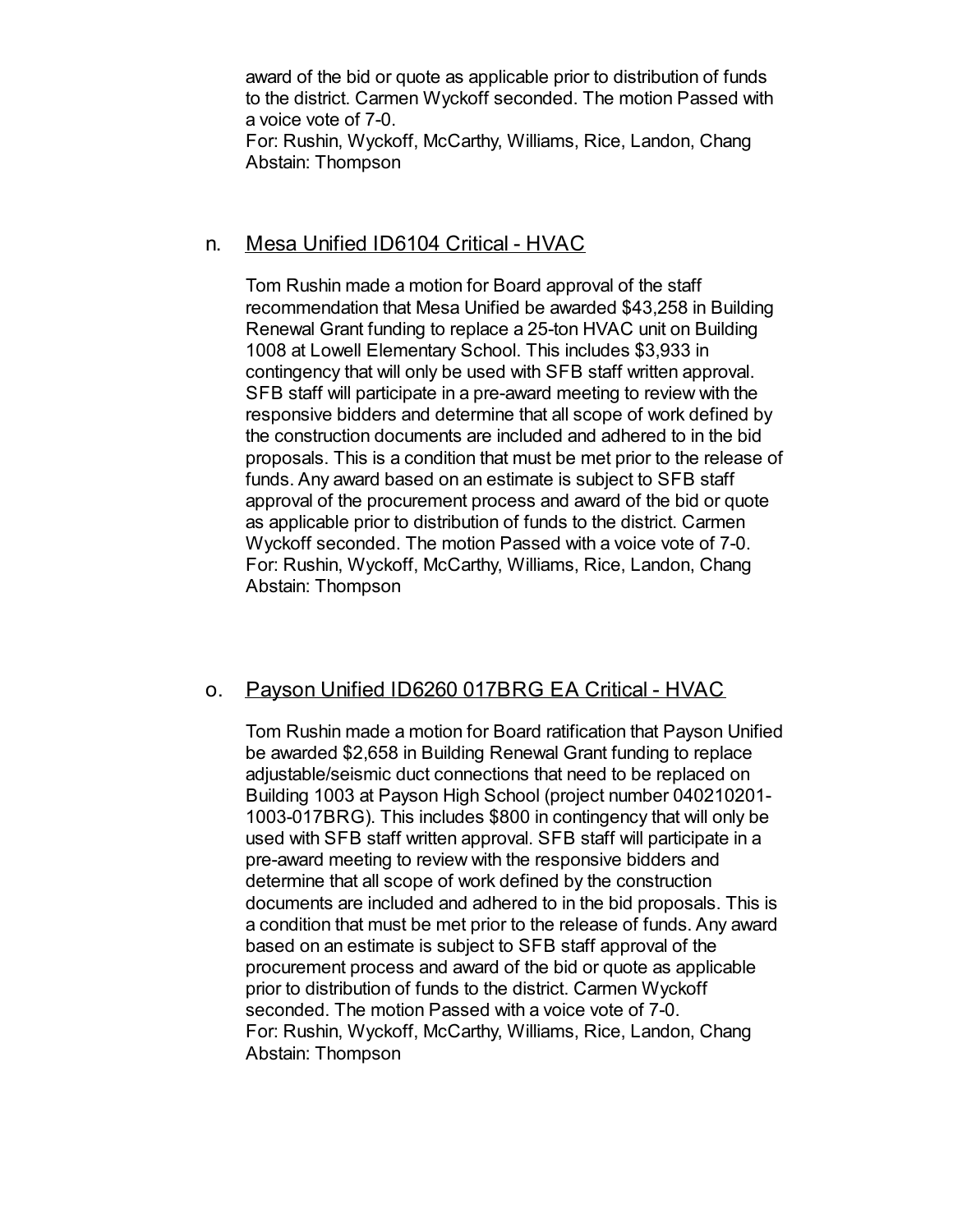award of the bid or quote as applicable prior to distribution of funds to the district. Carmen Wyckoff seconded. The motion Passed with a voice vote of 7-0.
For: Rushin, Wyckoff, McCarthy, Williams, Rice, Landon, Chang
Abstain: Thompson

n. Mesa Unified ID6104 Critical - HVAC

Tom Rushin made a motion for Board approval of the staff recommendation that Mesa Unified be awarded $43,258 in Building Renewal Grant funding to replace a 25-ton HVAC unit on Building 1008 at Lowell Elementary School. This includes $3,933 in contingency that will only be used with SFB staff written approval. SFB staff will participate in a pre-award meeting to review with the responsive bidders and determine that all scope of work defined by the construction documents are included and adhered to in the bid proposals. This is a condition that must be met prior to the release of funds. Any award based on an estimate is subject to SFB staff approval of the procurement process and award of the bid or quote as applicable prior to distribution of funds to the district. Carmen Wyckoff seconded. The motion Passed with a voice vote of 7-0.
For: Rushin, Wyckoff, McCarthy, Williams, Rice, Landon, Chang
Abstain: Thompson

o. Payson Unified ID6260 017BRG EA Critical - HVAC

Tom Rushin made a motion for Board ratification that Payson Unified be awarded $2,658 in Building Renewal Grant funding to replace adjustable/seismic duct connections that need to be replaced on Building 1003 at Payson High School (project number 040210201-1003-017BRG). This includes $800 in contingency that will only be used with SFB staff written approval. SFB staff will participate in a pre-award meeting to review with the responsive bidders and determine that all scope of work defined by the construction documents are included and adhered to in the bid proposals. This is a condition that must be met prior to the release of funds. Any award based on an estimate is subject to SFB staff approval of the procurement process and award of the bid or quote as applicable prior to distribution of funds to the district. Carmen Wyckoff seconded. The motion Passed with a voice vote of 7-0.
For: Rushin, Wyckoff, McCarthy, Williams, Rice, Landon, Chang
Abstain: Thompson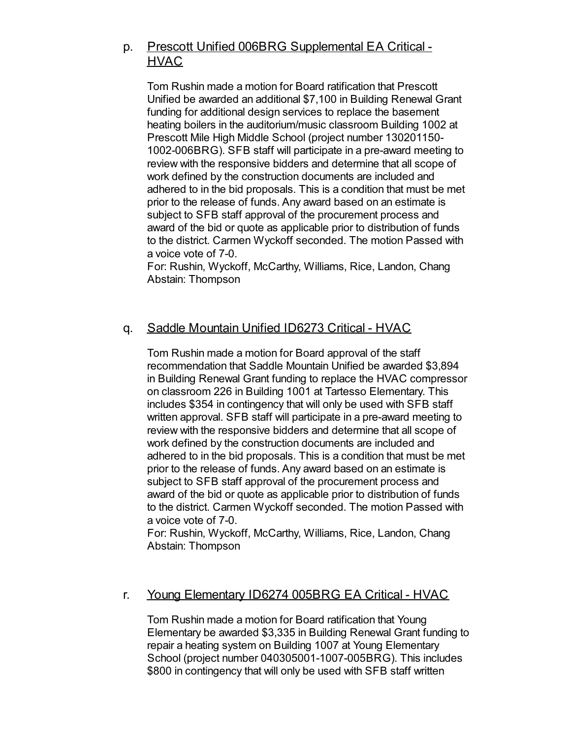p. <u>Prescott Unified 006BRG Supplemental EA Critical - HVAC</u>

Tom Rushin made a motion for Board ratification that Prescott Unified be awarded an additional $7,100 in Building Renewal Grant funding for additional design services to replace the basement heating boilers in the auditorium/music classroom Building 1002 at Prescott Mile High Middle School (project number 130201150-1002-006BRG). SFB staff will participate in a pre-award meeting to review with the responsive bidders and determine that all scope of work defined by the construction documents are included and adhered to in the bid proposals. This is a condition that must be met prior to the release of funds. Any award based on an estimate is subject to SFB staff approval of the procurement process and award of the bid or quote as applicable prior to distribution of funds to the district. Carmen Wyckoff seconded. The motion Passed with a voice vote of 7-0.
For: Rushin, Wyckoff, McCarthy, Williams, Rice, Landon, Chang
Abstain: Thompson

q. <u>Saddle Mountain Unified ID6273 Critical - HVAC</u>

Tom Rushin made a motion for Board approval of the staff recommendation that Saddle Mountain Unified be awarded $3,894 in Building Renewal Grant funding to replace the HVAC compressor on classroom 226 in Building 1001 at Tartesso Elementary. This includes $354 in contingency that will only be used with SFB staff written approval. SFB staff will participate in a pre-award meeting to review with the responsive bidders and determine that all scope of work defined by the construction documents are included and adhered to in the bid proposals. This is a condition that must be met prior to the release of funds. Any award based on an estimate is subject to SFB staff approval of the procurement process and award of the bid or quote as applicable prior to distribution of funds to the district. Carmen Wyckoff seconded. The motion Passed with a voice vote of 7-0.
For: Rushin, Wyckoff, McCarthy, Williams, Rice, Landon, Chang
Abstain: Thompson

r. <u>Young Elementary ID6274 005BRG EA Critical - HVAC</u>

Tom Rushin made a motion for Board ratification that Young Elementary be awarded $3,335 in Building Renewal Grant funding to repair a heating system on Building 1007 at Young Elementary School (project number 040305001-1007-005BRG). This includes $800 in contingency that will only be used with SFB staff written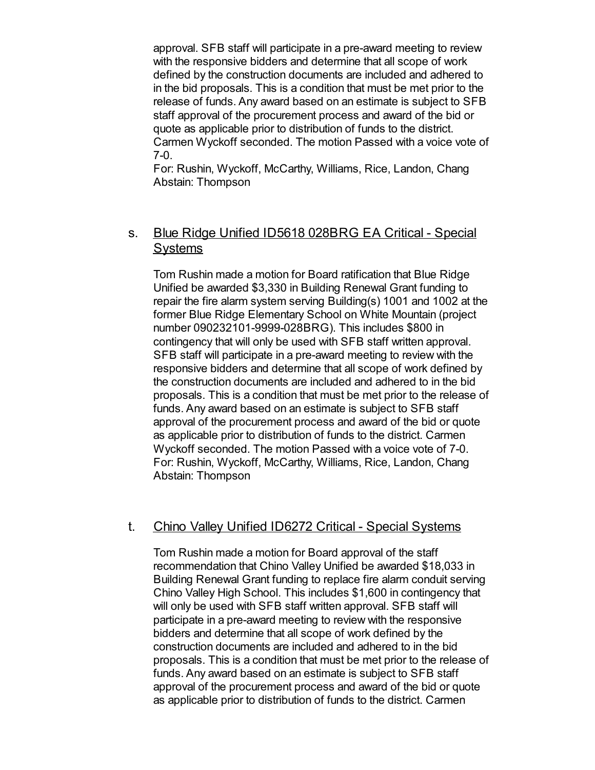approval. SFB staff will participate in a pre-award meeting to review with the responsive bidders and determine that all scope of work defined by the construction documents are included and adhered to in the bid proposals. This is a condition that must be met prior to the release of funds. Any award based on an estimate is subject to SFB staff approval of the procurement process and award of the bid or quote as applicable prior to distribution of funds to the district. Carmen Wyckoff seconded. The motion Passed with a voice vote of 7-0.
For: Rushin, Wyckoff, McCarthy, Williams, Rice, Landon, Chang
Abstain: Thompson

s. Blue Ridge Unified ID5618 028BRG EA Critical - Special Systems

Tom Rushin made a motion for Board ratification that Blue Ridge Unified be awarded $3,330 in Building Renewal Grant funding to repair the fire alarm system serving Building(s) 1001 and 1002 at the former Blue Ridge Elementary School on White Mountain (project number 090232101-9999-028BRG). This includes $800 in contingency that will only be used with SFB staff written approval. SFB staff will participate in a pre-award meeting to review with the responsive bidders and determine that all scope of work defined by the construction documents are included and adhered to in the bid proposals. This is a condition that must be met prior to the release of funds. Any award based on an estimate is subject to SFB staff approval of the procurement process and award of the bid or quote as applicable prior to distribution of funds to the district. Carmen Wyckoff seconded. The motion Passed with a voice vote of 7-0.
For: Rushin, Wyckoff, McCarthy, Williams, Rice, Landon, Chang
Abstain: Thompson

t. Chino Valley Unified ID6272 Critical - Special Systems

Tom Rushin made a motion for Board approval of the staff recommendation that Chino Valley Unified be awarded $18,033 in Building Renewal Grant funding to replace fire alarm conduit serving Chino Valley High School. This includes $1,600 in contingency that will only be used with SFB staff written approval. SFB staff will participate in a pre-award meeting to review with the responsive bidders and determine that all scope of work defined by the construction documents are included and adhered to in the bid proposals. This is a condition that must be met prior to the release of funds. Any award based on an estimate is subject to SFB staff approval of the procurement process and award of the bid or quote as applicable prior to distribution of funds to the district. Carmen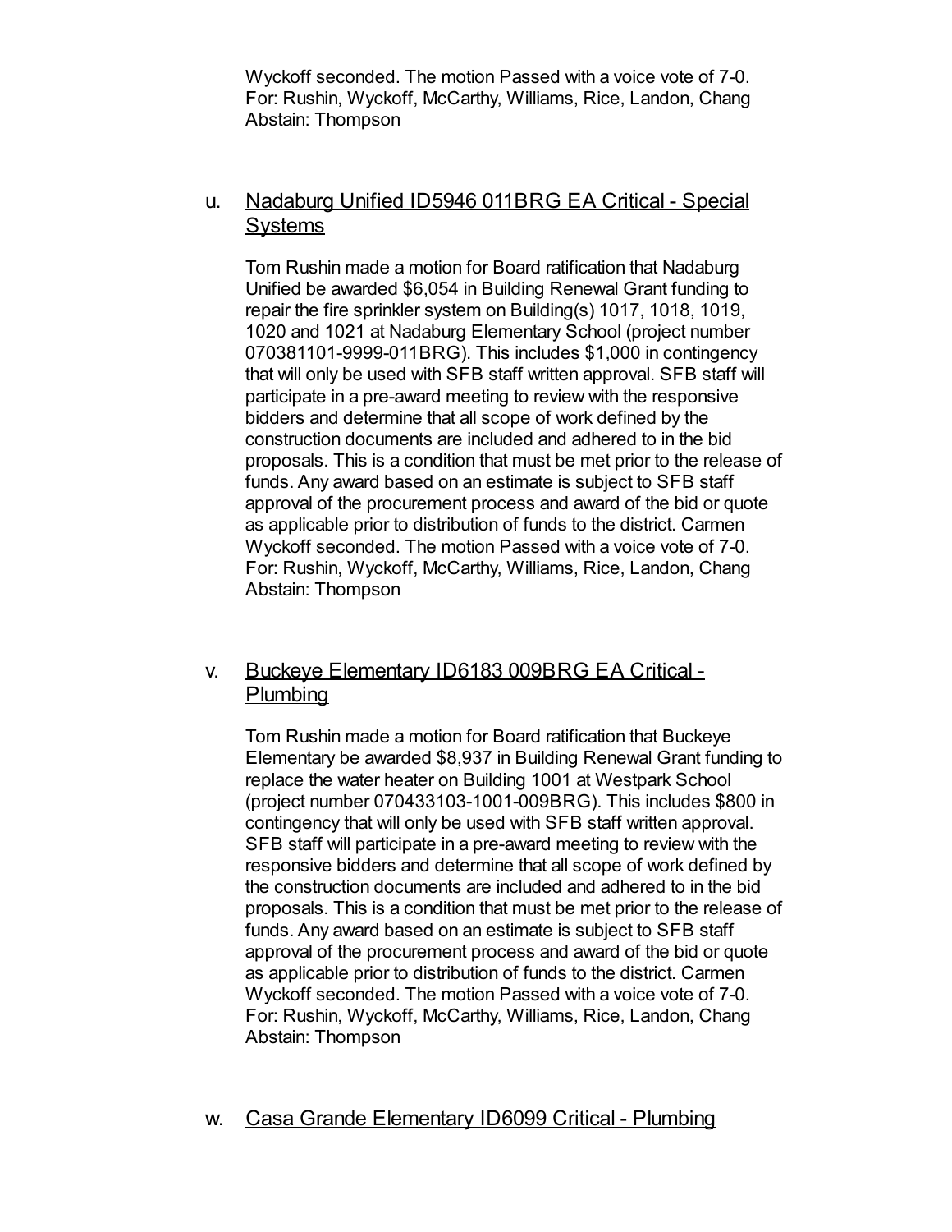Wyckoff seconded. The motion Passed with a voice vote of 7-0.
For: Rushin, Wyckoff, McCarthy, Williams, Rice, Landon, Chang
Abstain: Thompson

u. Nadaburg Unified ID5946 011BRG EA Critical - Special Systems

Tom Rushin made a motion for Board ratification that Nadaburg Unified be awarded $6,054 in Building Renewal Grant funding to repair the fire sprinkler system on Building(s) 1017, 1018, 1019, 1020 and 1021 at Nadaburg Elementary School (project number 070381101-9999-011BRG). This includes $1,000 in contingency that will only be used with SFB staff written approval. SFB staff will participate in a pre-award meeting to review with the responsive bidders and determine that all scope of work defined by the construction documents are included and adhered to in the bid proposals. This is a condition that must be met prior to the release of funds. Any award based on an estimate is subject to SFB staff approval of the procurement process and award of the bid or quote as applicable prior to distribution of funds to the district. Carmen Wyckoff seconded. The motion Passed with a voice vote of 7-0.
For: Rushin, Wyckoff, McCarthy, Williams, Rice, Landon, Chang
Abstain: Thompson

v. Buckeye Elementary ID6183 009BRG EA Critical - Plumbing

Tom Rushin made a motion for Board ratification that Buckeye Elementary be awarded $8,937 in Building Renewal Grant funding to replace the water heater on Building 1001 at Westpark School (project number 070433103-1001-009BRG). This includes $800 in contingency that will only be used with SFB staff written approval. SFB staff will participate in a pre-award meeting to review with the responsive bidders and determine that all scope of work defined by the construction documents are included and adhered to in the bid proposals. This is a condition that must be met prior to the release of funds. Any award based on an estimate is subject to SFB staff approval of the procurement process and award of the bid or quote as applicable prior to distribution of funds to the district. Carmen Wyckoff seconded. The motion Passed with a voice vote of 7-0.
For: Rushin, Wyckoff, McCarthy, Williams, Rice, Landon, Chang
Abstain: Thompson

w. Casa Grande Elementary ID6099 Critical - Plumbing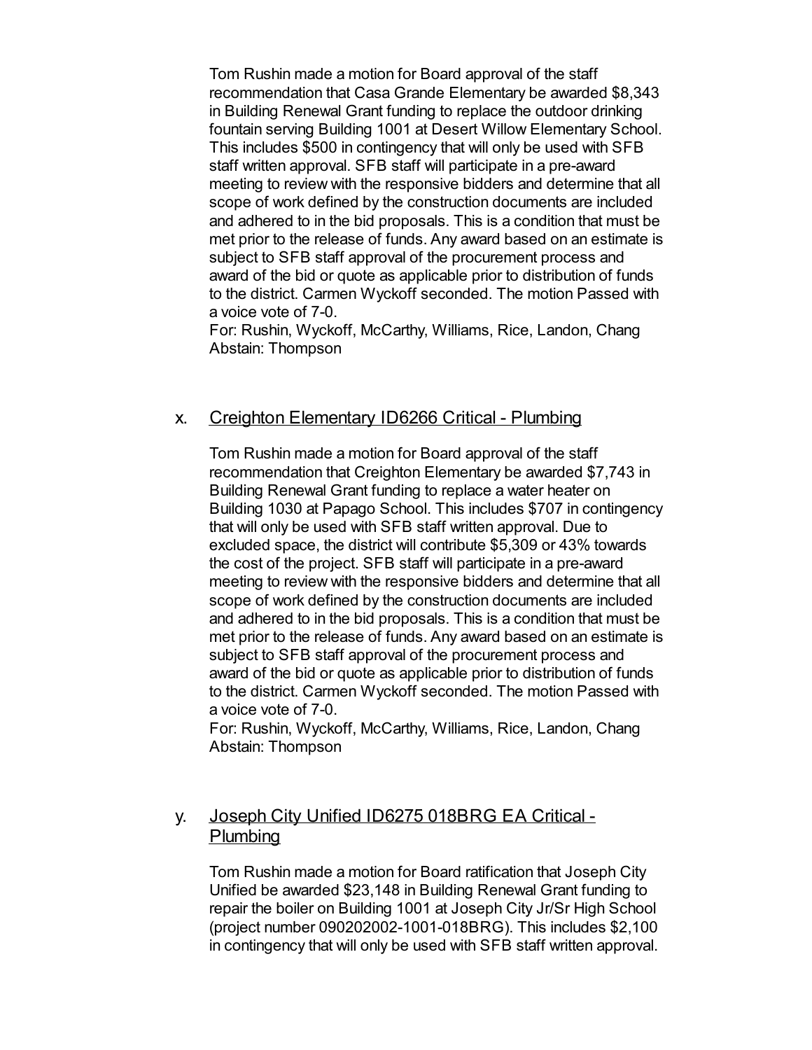Tom Rushin made a motion for Board approval of the staff recommendation that Casa Grande Elementary be awarded $8,343 in Building Renewal Grant funding to replace the outdoor drinking fountain serving Building 1001 at Desert Willow Elementary School. This includes $500 in contingency that will only be used with SFB staff written approval. SFB staff will participate in a pre-award meeting to review with the responsive bidders and determine that all scope of work defined by the construction documents are included and adhered to in the bid proposals. This is a condition that must be met prior to the release of funds. Any award based on an estimate is subject to SFB staff approval of the procurement process and award of the bid or quote as applicable prior to distribution of funds to the district. Carmen Wyckoff seconded. The motion Passed with a voice vote of 7-0.
For: Rushin, Wyckoff, McCarthy, Williams, Rice, Landon, Chang
Abstain: Thompson

x. <u>Creighton Elementary ID6266 Critical - Plumbing</u>

Tom Rushin made a motion for Board approval of the staff recommendation that Creighton Elementary be awarded $7,743 in Building Renewal Grant funding to replace a water heater on Building 1030 at Papago School. This includes $707 in contingency that will only be used with SFB staff written approval. Due to excluded space, the district will contribute $5,309 or 43% towards the cost of the project. SFB staff will participate in a pre-award meeting to review with the responsive bidders and determine that all scope of work defined by the construction documents are included and adhered to in the bid proposals. This is a condition that must be met prior to the release of funds. Any award based on an estimate is subject to SFB staff approval of the procurement process and award of the bid or quote as applicable prior to distribution of funds to the district. Carmen Wyckoff seconded. The motion Passed with a voice vote of 7-0.
For: Rushin, Wyckoff, McCarthy, Williams, Rice, Landon, Chang
Abstain: Thompson

y. <u>Joseph City Unified ID6275 018BRG EA Critical - Plumbing</u>

Tom Rushin made a motion for Board ratification that Joseph City Unified be awarded $23,148 in Building Renewal Grant funding to repair the boiler on Building 1001 at Joseph City Jr/Sr High School (project number 090202002-1001-018BRG). This includes $2,100 in contingency that will only be used with SFB staff written approval.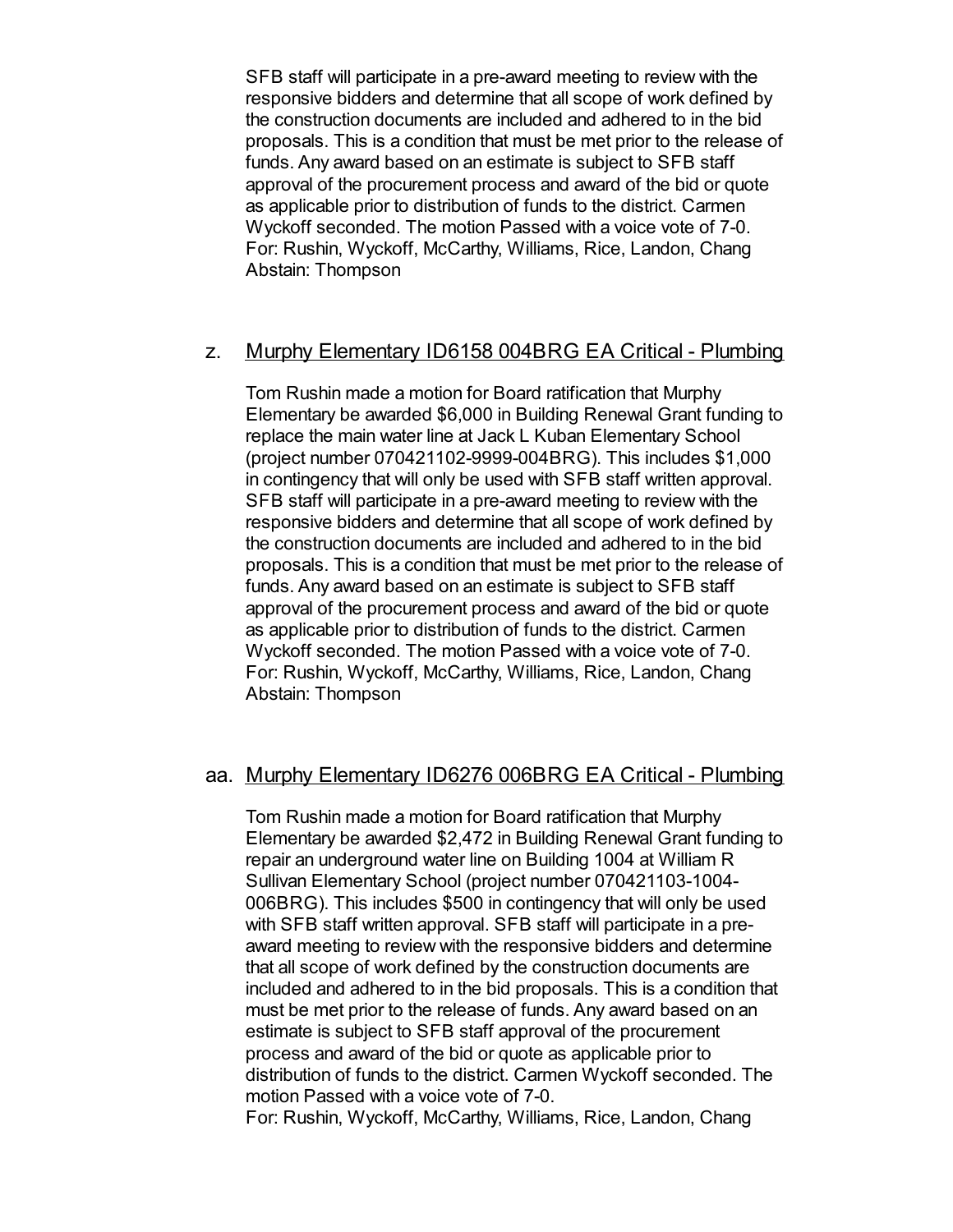SFB staff will participate in a pre-award meeting to review with the responsive bidders and determine that all scope of work defined by the construction documents are included and adhered to in the bid proposals. This is a condition that must be met prior to the release of funds. Any award based on an estimate is subject to SFB staff approval of the procurement process and award of the bid or quote as applicable prior to distribution of funds to the district. Carmen Wyckoff seconded. The motion Passed with a voice vote of 7-0.
For: Rushin, Wyckoff, McCarthy, Williams, Rice, Landon, Chang
Abstain: Thompson

z. <u>Murphy Elementary ID6158 004BRG EA Critical - Plumbing</u>

Tom Rushin made a motion for Board ratification that Murphy Elementary be awarded $6,000 in Building Renewal Grant funding to replace the main water line at Jack L Kuban Elementary School (project number 070421102-9999-004BRG). This includes $1,000 in contingency that will only be used with SFB staff written approval. SFB staff will participate in a pre-award meeting to review with the responsive bidders and determine that all scope of work defined by the construction documents are included and adhered to in the bid proposals. This is a condition that must be met prior to the release of funds. Any award based on an estimate is subject to SFB staff approval of the procurement process and award of the bid or quote as applicable prior to distribution of funds to the district. Carmen Wyckoff seconded. The motion Passed with a voice vote of 7-0.
For: Rushin, Wyckoff, McCarthy, Williams, Rice, Landon, Chang
Abstain: Thompson

aa. <u>Murphy Elementary ID6276 006BRG EA Critical - Plumbing</u>

Tom Rushin made a motion for Board ratification that Murphy Elementary be awarded $2,472 in Building Renewal Grant funding to repair an underground water line on Building 1004 at William R Sullivan Elementary School (project number 070421103-1004-006BRG). This includes $500 in contingency that will only be used with SFB staff written approval. SFB staff will participate in a pre-award meeting to review with the responsive bidders and determine that all scope of work defined by the construction documents are included and adhered to in the bid proposals. This is a condition that must be met prior to the release of funds. Any award based on an estimate is subject to SFB staff approval of the procurement process and award of the bid or quote as applicable prior to distribution of funds to the district. Carmen Wyckoff seconded. The motion Passed with a voice vote of 7-0.
For: Rushin, Wyckoff, McCarthy, Williams, Rice, Landon, Chang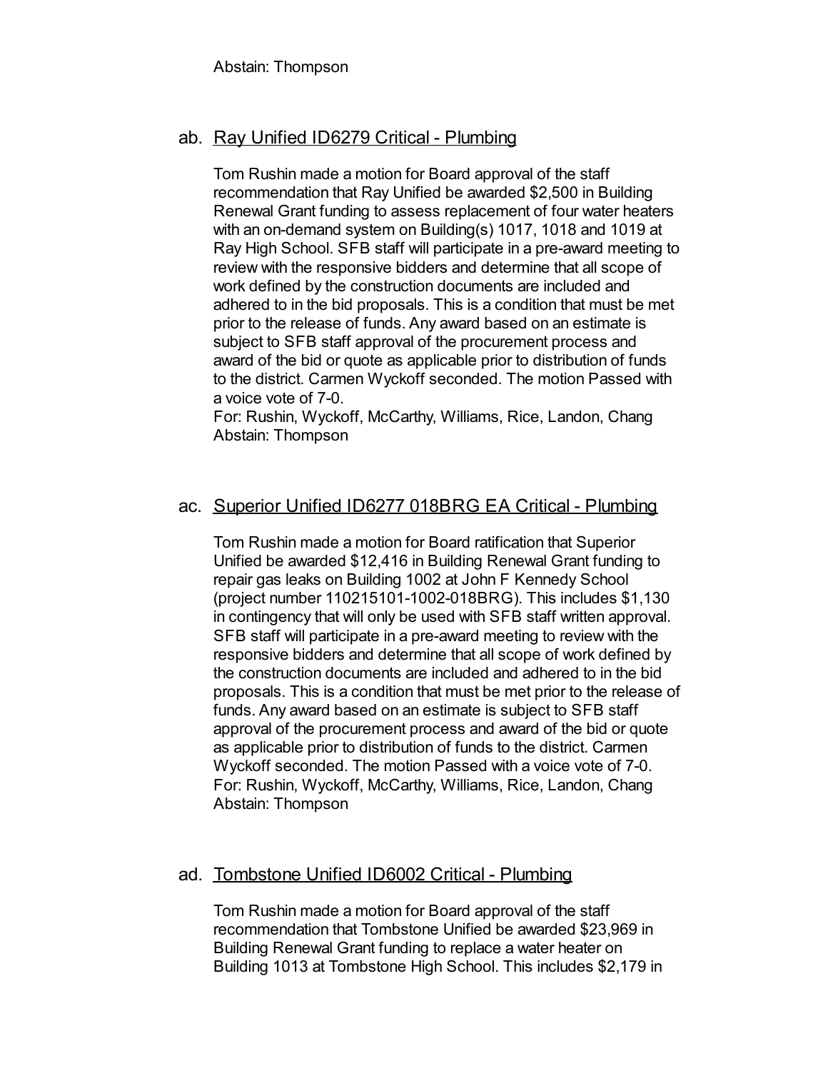Abstain: Thompson

ab. Ray Unified ID6279 Critical - Plumbing

Tom Rushin made a motion for Board approval of the staff recommendation that Ray Unified be awarded $2,500 in Building Renewal Grant funding to assess replacement of four water heaters with an on-demand system on Building(s) 1017, 1018 and 1019 at Ray High School. SFB staff will participate in a pre-award meeting to review with the responsive bidders and determine that all scope of work defined by the construction documents are included and adhered to in the bid proposals. This is a condition that must be met prior to the release of funds. Any award based on an estimate is subject to SFB staff approval of the procurement process and award of the bid or quote as applicable prior to distribution of funds to the district. Carmen Wyckoff seconded. The motion Passed with a voice vote of 7-0.
For: Rushin, Wyckoff, McCarthy, Williams, Rice, Landon, Chang
Abstain: Thompson

ac. Superior Unified ID6277 018BRG EA Critical - Plumbing

Tom Rushin made a motion for Board ratification that Superior Unified be awarded $12,416 in Building Renewal Grant funding to repair gas leaks on Building 1002 at John F Kennedy School (project number 110215101-1002-018BRG). This includes $1,130 in contingency that will only be used with SFB staff written approval. SFB staff will participate in a pre-award meeting to review with the responsive bidders and determine that all scope of work defined by the construction documents are included and adhered to in the bid proposals. This is a condition that must be met prior to the release of funds. Any award based on an estimate is subject to SFB staff approval of the procurement process and award of the bid or quote as applicable prior to distribution of funds to the district. Carmen Wyckoff seconded. The motion Passed with a voice vote of 7-0.
For: Rushin, Wyckoff, McCarthy, Williams, Rice, Landon, Chang
Abstain: Thompson

ad. Tombstone Unified ID6002 Critical - Plumbing

Tom Rushin made a motion for Board approval of the staff recommendation that Tombstone Unified be awarded $23,969 in Building Renewal Grant funding to replace a water heater on Building 1013 at Tombstone High School. This includes $2,179 in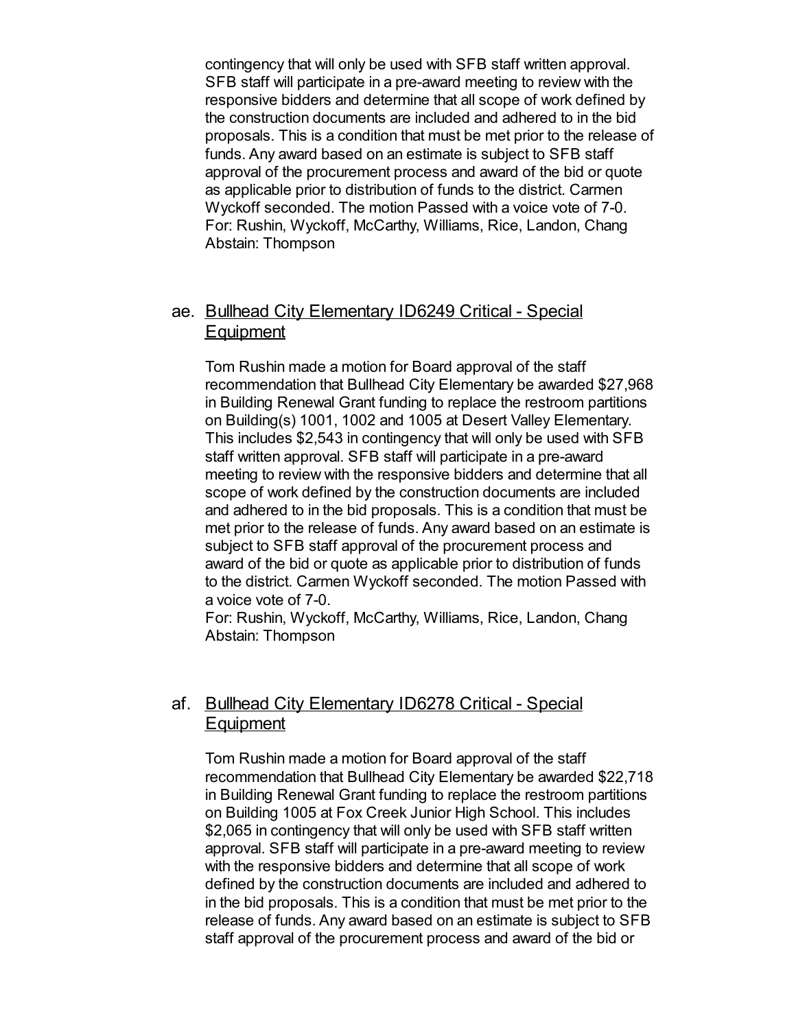contingency that will only be used with SFB staff written approval. SFB staff will participate in a pre-award meeting to review with the responsive bidders and determine that all scope of work defined by the construction documents are included and adhered to in the bid proposals. This is a condition that must be met prior to the release of funds. Any award based on an estimate is subject to SFB staff approval of the procurement process and award of the bid or quote as applicable prior to distribution of funds to the district. Carmen Wyckoff seconded. The motion Passed with a voice vote of 7-0.
For: Rushin, Wyckoff, McCarthy, Williams, Rice, Landon, Chang
Abstain: Thompson

ae. Bullhead City Elementary ID6249 Critical - Special Equipment

Tom Rushin made a motion for Board approval of the staff recommendation that Bullhead City Elementary be awarded $27,968 in Building Renewal Grant funding to replace the restroom partitions on Building(s) 1001, 1002 and 1005 at Desert Valley Elementary. This includes $2,543 in contingency that will only be used with SFB staff written approval. SFB staff will participate in a pre-award meeting to review with the responsive bidders and determine that all scope of work defined by the construction documents are included and adhered to in the bid proposals. This is a condition that must be met prior to the release of funds. Any award based on an estimate is subject to SFB staff approval of the procurement process and award of the bid or quote as applicable prior to distribution of funds to the district. Carmen Wyckoff seconded. The motion Passed with a voice vote of 7-0.
For: Rushin, Wyckoff, McCarthy, Williams, Rice, Landon, Chang
Abstain: Thompson

af. Bullhead City Elementary ID6278 Critical - Special Equipment

Tom Rushin made a motion for Board approval of the staff recommendation that Bullhead City Elementary be awarded $22,718 in Building Renewal Grant funding to replace the restroom partitions on Building 1005 at Fox Creek Junior High School. This includes $2,065 in contingency that will only be used with SFB staff written approval. SFB staff will participate in a pre-award meeting to review with the responsive bidders and determine that all scope of work defined by the construction documents are included and adhered to in the bid proposals. This is a condition that must be met prior to the release of funds. Any award based on an estimate is subject to SFB staff approval of the procurement process and award of the bid or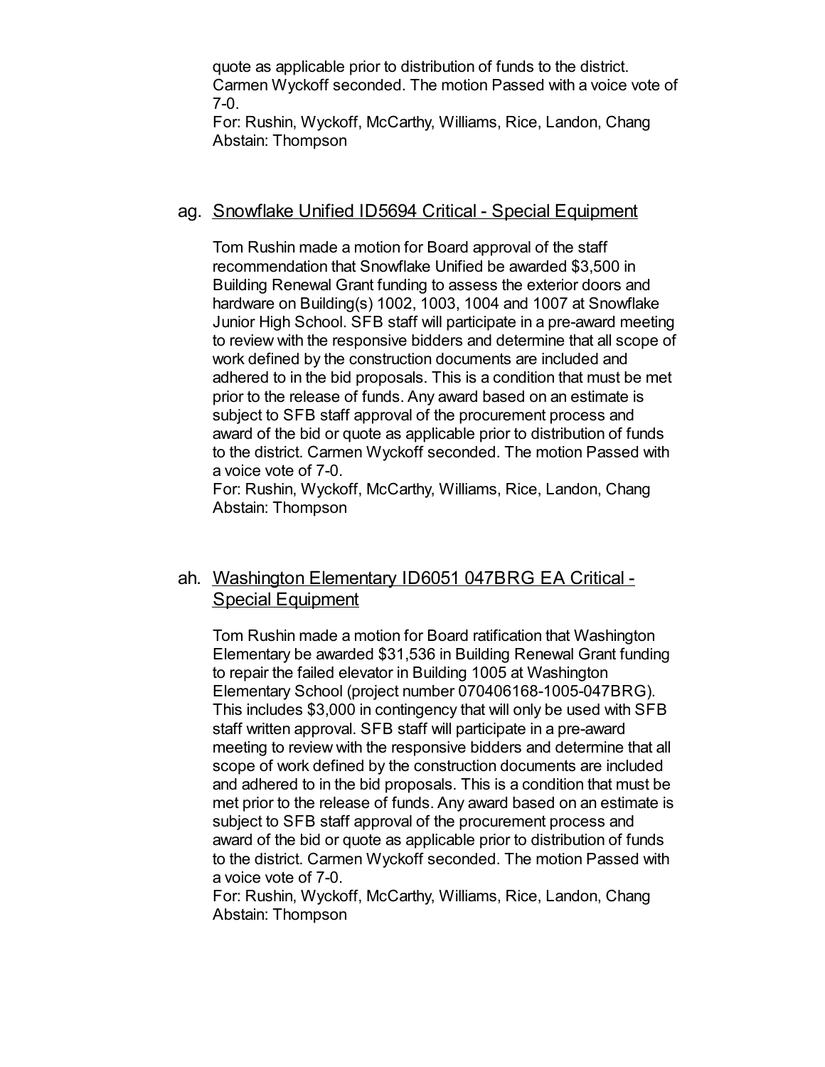quote as applicable prior to distribution of funds to the district. Carmen Wyckoff seconded. The motion Passed with a voice vote of 7-0.
For: Rushin, Wyckoff, McCarthy, Williams, Rice, Landon, Chang
Abstain: Thompson

ag. Snowflake Unified ID5694 Critical - Special Equipment

Tom Rushin made a motion for Board approval of the staff recommendation that Snowflake Unified be awarded $3,500 in Building Renewal Grant funding to assess the exterior doors and hardware on Building(s) 1002, 1003, 1004 and 1007 at Snowflake Junior High School. SFB staff will participate in a pre-award meeting to review with the responsive bidders and determine that all scope of work defined by the construction documents are included and adhered to in the bid proposals. This is a condition that must be met prior to the release of funds. Any award based on an estimate is subject to SFB staff approval of the procurement process and award of the bid or quote as applicable prior to distribution of funds to the district. Carmen Wyckoff seconded. The motion Passed with a voice vote of 7-0.
For: Rushin, Wyckoff, McCarthy, Williams, Rice, Landon, Chang
Abstain: Thompson

ah. Washington Elementary ID6051 047BRG EA Critical - Special Equipment

Tom Rushin made a motion for Board ratification that Washington Elementary be awarded $31,536 in Building Renewal Grant funding to repair the failed elevator in Building 1005 at Washington Elementary School (project number 070406168-1005-047BRG). This includes $3,000 in contingency that will only be used with SFB staff written approval. SFB staff will participate in a pre-award meeting to review with the responsive bidders and determine that all scope of work defined by the construction documents are included and adhered to in the bid proposals. This is a condition that must be met prior to the release of funds. Any award based on an estimate is subject to SFB staff approval of the procurement process and award of the bid or quote as applicable prior to distribution of funds to the district. Carmen Wyckoff seconded. The motion Passed with a voice vote of 7-0.
For: Rushin, Wyckoff, McCarthy, Williams, Rice, Landon, Chang
Abstain: Thompson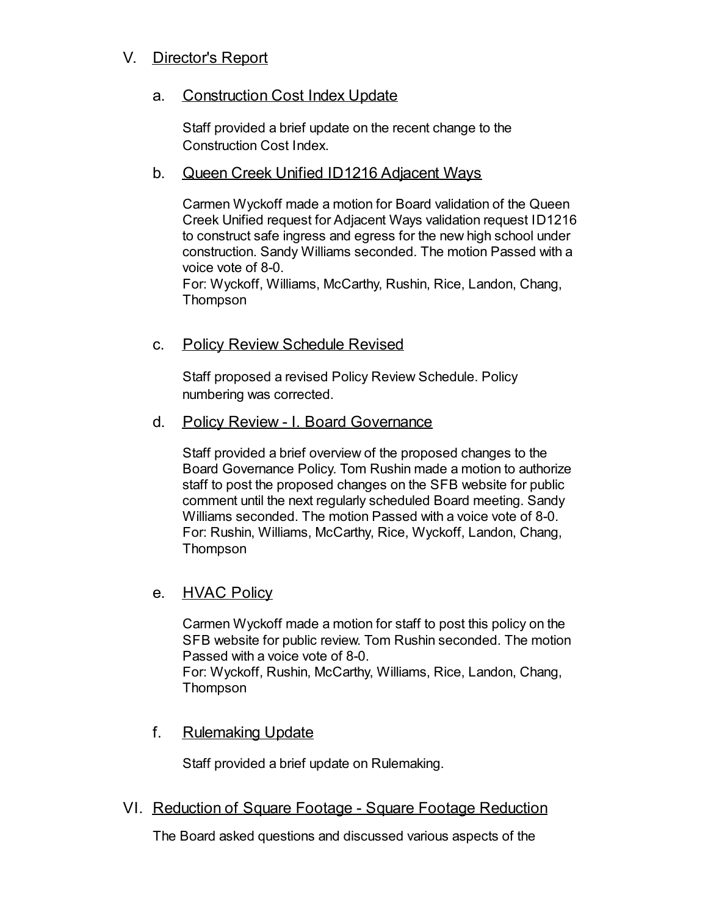## V. Director's Report

### a. Construction Cost Index Update

Staff provided a brief update on the recent change to the Construction Cost Index.

### b. Queen Creek Unified ID1216 Adjacent Ways

Carmen Wyckoff made a motion for Board validation of the Queen Creek Unified request for Adjacent Ways validation request ID1216 to construct safe ingress and egress for the new high school under construction. Sandy Williams seconded. The motion Passed with a voice vote of 8-0.
For: Wyckoff, Williams, McCarthy, Rushin, Rice, Landon, Chang, Thompson

### c. Policy Review Schedule Revised

Staff proposed a revised Policy Review Schedule. Policy numbering was corrected.

### d. Policy Review - I. Board Governance

Staff provided a brief overview of the proposed changes to the Board Governance Policy. Tom Rushin made a motion to authorize staff to post the proposed changes on the SFB website for public comment until the next regularly scheduled Board meeting. Sandy Williams seconded. The motion Passed with a voice vote of 8-0.
For: Rushin, Williams, McCarthy, Rice, Wyckoff, Landon, Chang, Thompson

### e. HVAC Policy

Carmen Wyckoff made a motion for staff to post this policy on the SFB website for public review. Tom Rushin seconded. The motion Passed with a voice vote of 8-0.
For: Wyckoff, Rushin, McCarthy, Williams, Rice, Landon, Chang, Thompson

### f. Rulemaking Update

Staff provided a brief update on Rulemaking.

## VI. Reduction of Square Footage - Square Footage Reduction

The Board asked questions and discussed various aspects of the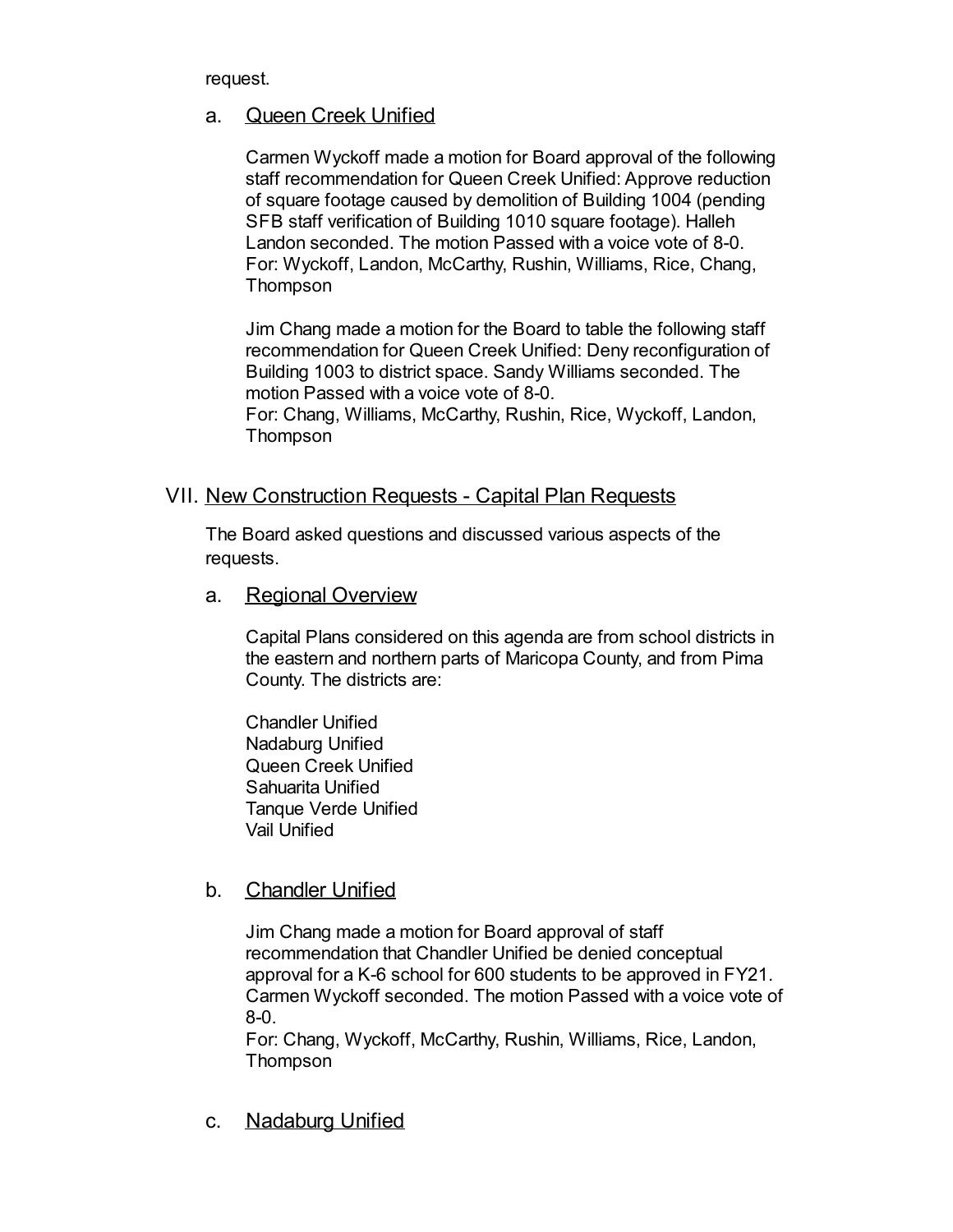request.

### a. Queen Creek Unified

Carmen Wyckoff made a motion for Board approval of the following staff recommendation for Queen Creek Unified: Approve reduction of square footage caused by demolition of Building 1004 (pending SFB staff verification of Building 1010 square footage). Halleh Landon seconded. The motion Passed with a voice vote of 8-0.
For: Wyckoff, Landon, McCarthy, Rushin, Williams, Rice, Chang, Thompson

Jim Chang made a motion for the Board to table the following staff recommendation for Queen Creek Unified: Deny reconfiguration of Building 1003 to district space. Sandy Williams seconded. The motion Passed with a voice vote of 8-0.
For: Chang, Williams, McCarthy, Rushin, Rice, Wyckoff, Landon, Thompson

## VII. New Construction Requests - Capital Plan Requests

The Board asked questions and discussed various aspects of the requests.

### a. Regional Overview

Capital Plans considered on this agenda are from school districts in the eastern and northern parts of Maricopa County, and from Pima County. The districts are:

Chandler Unified
Nadaburg Unified
Queen Creek Unified
Sahuarita Unified
Tanque Verde Unified
Vail Unified

### b. Chandler Unified

Jim Chang made a motion for Board approval of staff recommendation that Chandler Unified be denied conceptual approval for a K-6 school for 600 students to be approved in FY21. Carmen Wyckoff seconded. The motion Passed with a voice vote of 8-0.
For: Chang, Wyckoff, McCarthy, Rushin, Williams, Rice, Landon, Thompson

### c. Nadaburg Unified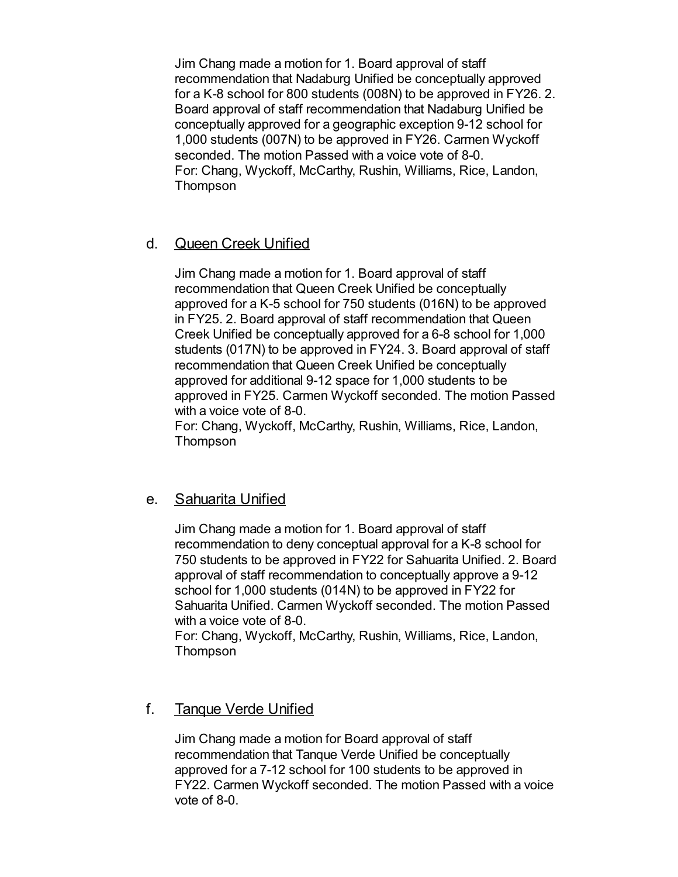Jim Chang made a motion for 1. Board approval of staff recommendation that Nadaburg Unified be conceptually approved for a K-8 school for 800 students (008N) to be approved in FY26. 2. Board approval of staff recommendation that Nadaburg Unified be conceptually approved for a geographic exception 9-12 school for 1,000 students (007N) to be approved in FY26. Carmen Wyckoff seconded. The motion Passed with a voice vote of 8-0.
For: Chang, Wyckoff, McCarthy, Rushin, Williams, Rice, Landon, Thompson

d. Queen Creek Unified

Jim Chang made a motion for 1. Board approval of staff recommendation that Queen Creek Unified be conceptually approved for a K-5 school for 750 students (016N) to be approved in FY25. 2. Board approval of staff recommendation that Queen Creek Unified be conceptually approved for a 6-8 school for 1,000 students (017N) to be approved in FY24. 3. Board approval of staff recommendation that Queen Creek Unified be conceptually approved for additional 9-12 space for 1,000 students to be approved in FY25. Carmen Wyckoff seconded. The motion Passed with a voice vote of 8-0.
For: Chang, Wyckoff, McCarthy, Rushin, Williams, Rice, Landon, Thompson

e. Sahuarita Unified

Jim Chang made a motion for 1. Board approval of staff recommendation to deny conceptual approval for a K-8 school for 750 students to be approved in FY22 for Sahuarita Unified. 2. Board approval of staff recommendation to conceptually approve a 9-12 school for 1,000 students (014N) to be approved in FY22 for Sahuarita Unified. Carmen Wyckoff seconded. The motion Passed with a voice vote of 8-0.
For: Chang, Wyckoff, McCarthy, Rushin, Williams, Rice, Landon, Thompson

f. Tanque Verde Unified

Jim Chang made a motion for Board approval of staff recommendation that Tanque Verde Unified be conceptually approved for a 7-12 school for 100 students to be approved in FY22. Carmen Wyckoff seconded. The motion Passed with a voice vote of 8-0.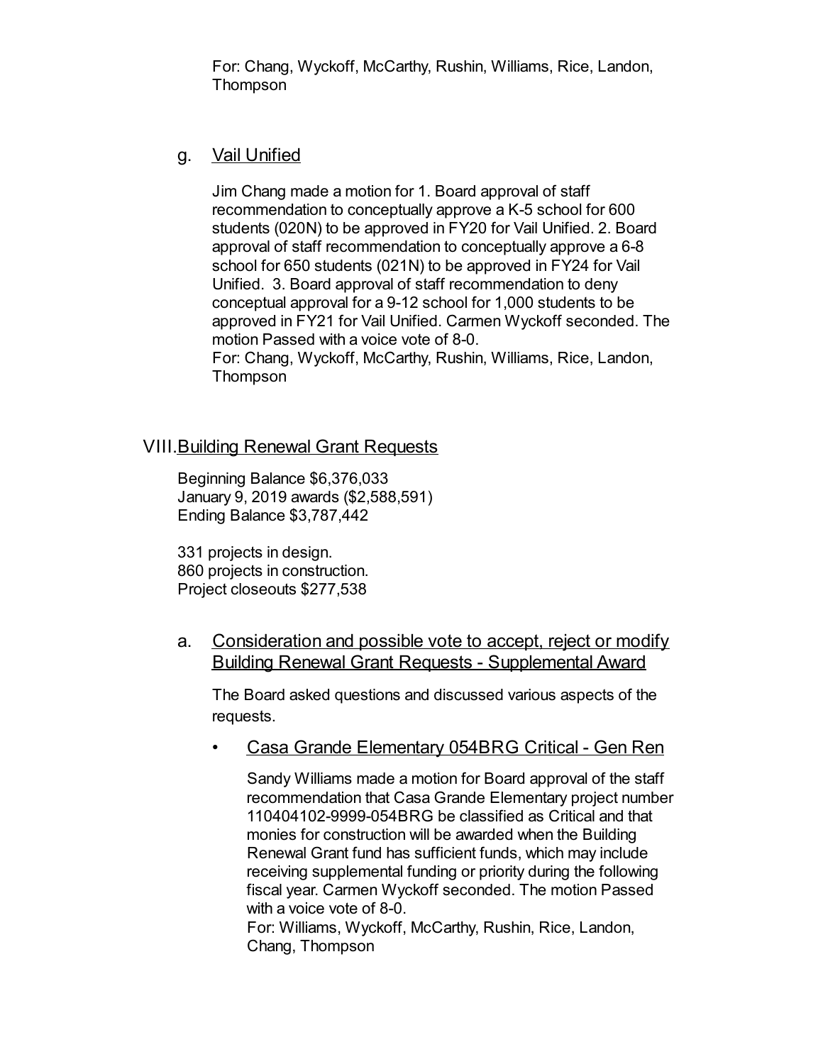For: Chang, Wyckoff, McCarthy, Rushin, Williams, Rice, Landon, Thompson

g. Vail Unified

Jim Chang made a motion for 1. Board approval of staff recommendation to conceptually approve a K-5 school for 600 students (020N) to be approved in FY20 for Vail Unified. 2. Board approval of staff recommendation to conceptually approve a 6-8 school for 650 students (021N) to be approved in FY24 for Vail Unified. 3. Board approval of staff recommendation to deny conceptual approval for a 9-12 school for 1,000 students to be approved in FY21 for Vail Unified. Carmen Wyckoff seconded. The motion Passed with a voice vote of 8-0.
For: Chang, Wyckoff, McCarthy, Rushin, Williams, Rice, Landon, Thompson

## VIII. Building Renewal Grant Requests

Beginning Balance $6,376,033
January 9, 2019 awards ($2,588,591)
Ending Balance $3,787,442

331 projects in design.
860 projects in construction.
Project closeouts $277,538

a. Consideration and possible vote to accept, reject or modify Building Renewal Grant Requests - Supplemental Award

The Board asked questions and discussed various aspects of the requests.

- Casa Grande Elementary 054BRG Critical - Gen Ren

  Sandy Williams made a motion for Board approval of the staff recommendation that Casa Grande Elementary project number 110404102-9999-054BRG be classified as Critical and that monies for construction will be awarded when the Building Renewal Grant fund has sufficient funds, which may include receiving supplemental funding or priority during the following fiscal year. Carmen Wyckoff seconded. The motion Passed with a voice vote of 8-0.
  For: Williams, Wyckoff, McCarthy, Rushin, Rice, Landon, Chang, Thompson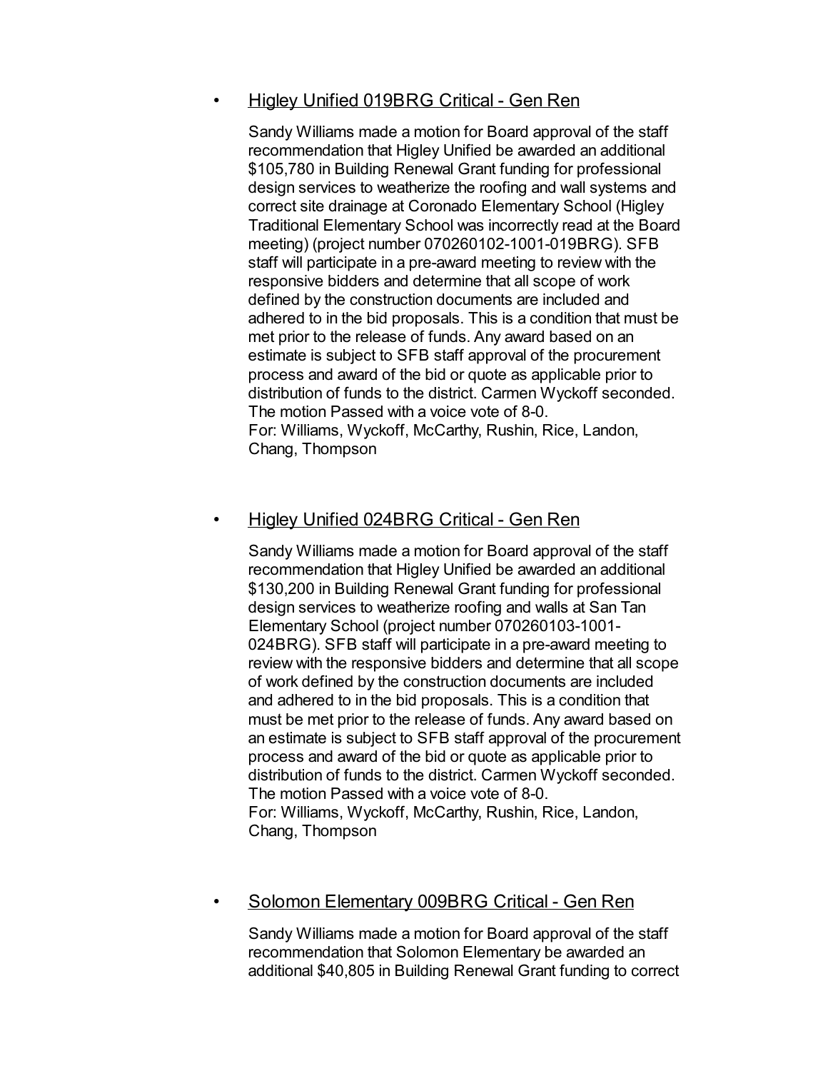- <u>Higley Unified 019BRG Critical - Gen Ren</u>

  Sandy Williams made a motion for Board approval of the staff recommendation that Higley Unified be awarded an additional $105,780 in Building Renewal Grant funding for professional design services to weatherize the roofing and wall systems and correct site drainage at Coronado Elementary School (Higley Traditional Elementary School was incorrectly read at the Board meeting) (project number 070260102-1001-019BRG). SFB staff will participate in a pre-award meeting to review with the responsive bidders and determine that all scope of work defined by the construction documents are included and adhered to in the bid proposals. This is a condition that must be met prior to the release of funds. Any award based on an estimate is subject to SFB staff approval of the procurement process and award of the bid or quote as applicable prior to distribution of funds to the district. Carmen Wyckoff seconded. The motion Passed with a voice vote of 8-0.
  For: Williams, Wyckoff, McCarthy, Rushin, Rice, Landon, Chang, Thompson

- <u>Higley Unified 024BRG Critical - Gen Ren</u>

  Sandy Williams made a motion for Board approval of the staff recommendation that Higley Unified be awarded an additional $130,200 in Building Renewal Grant funding for professional design services to weatherize roofing and walls at San Tan Elementary School (project number 070260103-1001-024BRG). SFB staff will participate in a pre-award meeting to review with the responsive bidders and determine that all scope of work defined by the construction documents are included and adhered to in the bid proposals. This is a condition that must be met prior to the release of funds. Any award based on an estimate is subject to SFB staff approval of the procurement process and award of the bid or quote as applicable prior to distribution of funds to the district. Carmen Wyckoff seconded. The motion Passed with a voice vote of 8-0.
  For: Williams, Wyckoff, McCarthy, Rushin, Rice, Landon, Chang, Thompson

- <u>Solomon Elementary 009BRG Critical - Gen Ren</u>

  Sandy Williams made a motion for Board approval of the staff recommendation that Solomon Elementary be awarded an additional $40,805 in Building Renewal Grant funding to correct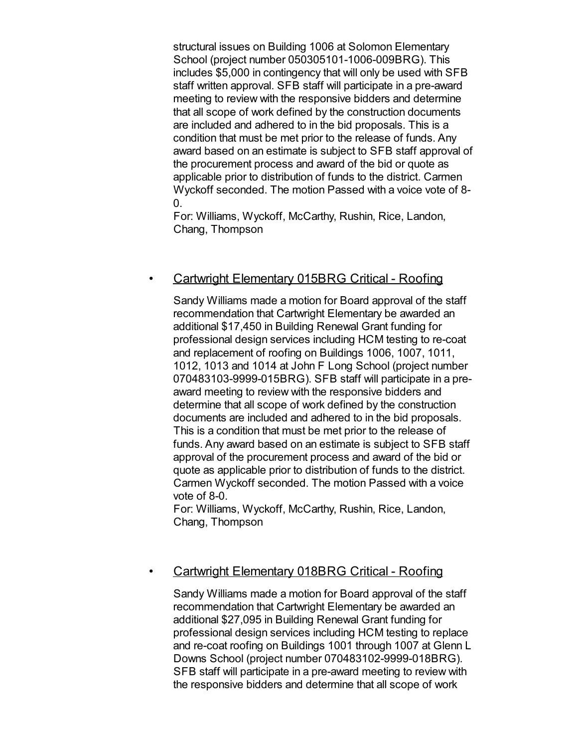structural issues on Building 1006 at Solomon Elementary School (project number 050305101-1006-009BRG). This includes $5,000 in contingency that will only be used with SFB staff written approval. SFB staff will participate in a pre-award meeting to review with the responsive bidders and determine that all scope of work defined by the construction documents are included and adhered to in the bid proposals. This is a condition that must be met prior to the release of funds. Any award based on an estimate is subject to SFB staff approval of the procurement process and award of the bid or quote as applicable prior to distribution of funds to the district. Carmen Wyckoff seconded. The motion Passed with a voice vote of 8-0.
For: Williams, Wyckoff, McCarthy, Rushin, Rice, Landon, Chang, Thompson

- <u>Cartwright Elementary 015BRG Critical - Roofing</u>

  Sandy Williams made a motion for Board approval of the staff recommendation that Cartwright Elementary be awarded an additional $17,450 in Building Renewal Grant funding for professional design services including HCM testing to re-coat and replacement of roofing on Buildings 1006, 1007, 1011, 1012, 1013 and 1014 at John F Long School (project number 070483103-9999-015BRG). SFB staff will participate in a pre-award meeting to review with the responsive bidders and determine that all scope of work defined by the construction documents are included and adhered to in the bid proposals. This is a condition that must be met prior to the release of funds. Any award based on an estimate is subject to SFB staff approval of the procurement process and award of the bid or quote as applicable prior to distribution of funds to the district. Carmen Wyckoff seconded. The motion Passed with a voice vote of 8-0.
  For: Williams, Wyckoff, McCarthy, Rushin, Rice, Landon, Chang, Thompson

- <u>Cartwright Elementary 018BRG Critical - Roofing</u>

  Sandy Williams made a motion for Board approval of the staff recommendation that Cartwright Elementary be awarded an additional $27,095 in Building Renewal Grant funding for professional design services including HCM testing to replace and re-coat roofing on Buildings 1001 through 1007 at Glenn L Downs School (project number 070483102-9999-018BRG). SFB staff will participate in a pre-award meeting to review with the responsive bidders and determine that all scope of work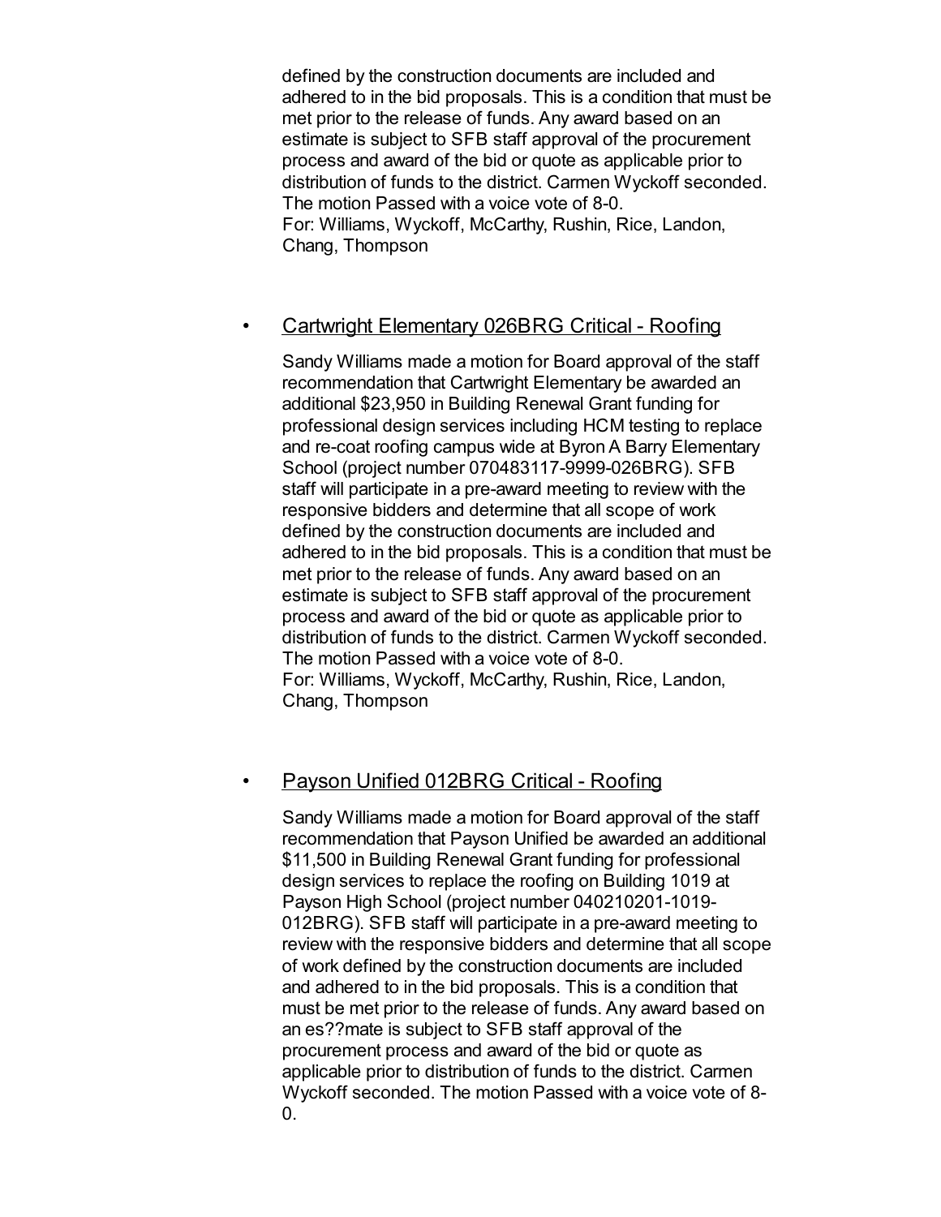defined by the construction documents are included and adhered to in the bid proposals. This is a condition that must be met prior to the release of funds. Any award based on an estimate is subject to SFB staff approval of the procurement process and award of the bid or quote as applicable prior to distribution of funds to the district. Carmen Wyckoff seconded. The motion Passed with a voice vote of 8-0.
For: Williams, Wyckoff, McCarthy, Rushin, Rice, Landon, Chang, Thompson

- Cartwright Elementary 026BRG Critical - Roofing

  Sandy Williams made a motion for Board approval of the staff recommendation that Cartwright Elementary be awarded an additional $23,950 in Building Renewal Grant funding for professional design services including HCM testing to replace and re-coat roofing campus wide at Byron A Barry Elementary School (project number 070483117-9999-026BRG). SFB staff will participate in a pre-award meeting to review with the responsive bidders and determine that all scope of work defined by the construction documents are included and adhered to in the bid proposals. This is a condition that must be met prior to the release of funds. Any award based on an estimate is subject to SFB staff approval of the procurement process and award of the bid or quote as applicable prior to distribution of funds to the district. Carmen Wyckoff seconded. The motion Passed with a voice vote of 8-0.
  For: Williams, Wyckoff, McCarthy, Rushin, Rice, Landon, Chang, Thompson

- Payson Unified 012BRG Critical - Roofing

  Sandy Williams made a motion for Board approval of the staff recommendation that Payson Unified be awarded an additional $11,500 in Building Renewal Grant funding for professional design services to replace the roofing on Building 1019 at Payson High School (project number 040210201-1019-012BRG). SFB staff will participate in a pre-award meeting to review with the responsive bidders and determine that all scope of work defined by the construction documents are included and adhered to in the bid proposals. This is a condition that must be met prior to the release of funds. Any award based on an es??mate is subject to SFB staff approval of the procurement process and award of the bid or quote as applicable prior to distribution of funds to the district. Carmen Wyckoff seconded. The motion Passed with a voice vote of 8-0.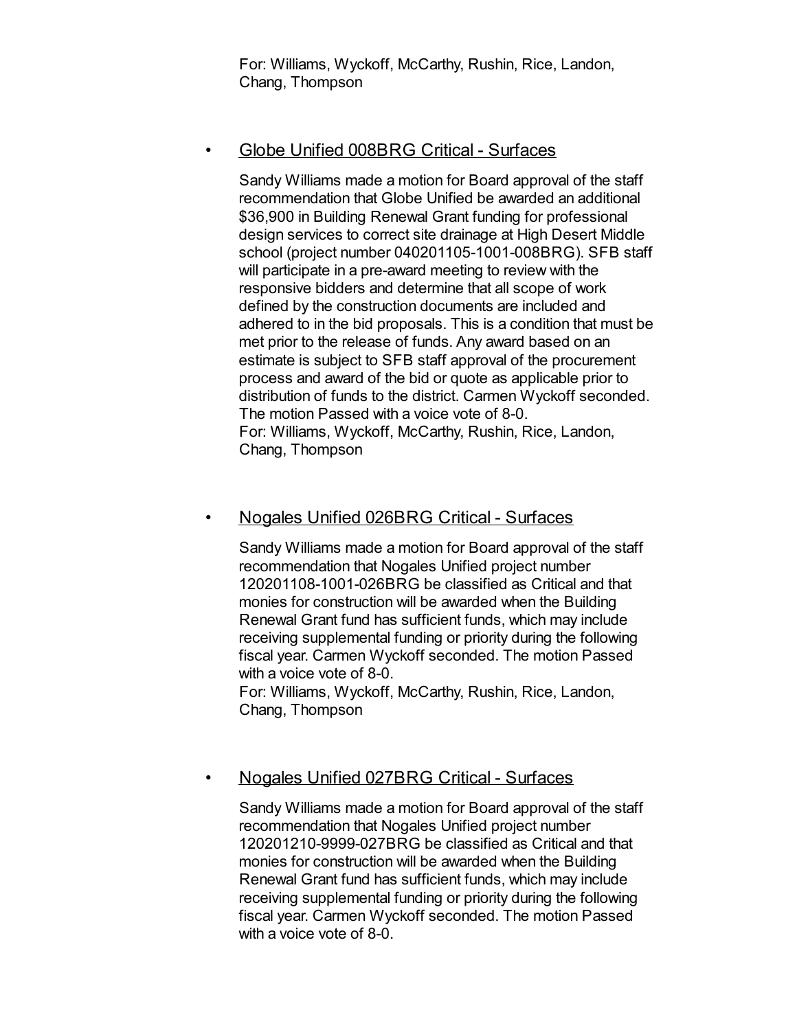For: Williams, Wyckoff, McCarthy, Rushin, Rice, Landon, Chang, Thompson

- Globe Unified 008BRG Critical - Surfaces

  Sandy Williams made a motion for Board approval of the staff recommendation that Globe Unified be awarded an additional $36,900 in Building Renewal Grant funding for professional design services to correct site drainage at High Desert Middle school (project number 040201105-1001-008BRG). SFB staff will participate in a pre-award meeting to review with the responsive bidders and determine that all scope of work defined by the construction documents are included and adhered to in the bid proposals. This is a condition that must be met prior to the release of funds. Any award based on an estimate is subject to SFB staff approval of the procurement process and award of the bid or quote as applicable prior to distribution of funds to the district. Carmen Wyckoff seconded. The motion Passed with a voice vote of 8-0.
  For: Williams, Wyckoff, McCarthy, Rushin, Rice, Landon, Chang, Thompson

- Nogales Unified 026BRG Critical - Surfaces

  Sandy Williams made a motion for Board approval of the staff recommendation that Nogales Unified project number 120201108-1001-026BRG be classified as Critical and that monies for construction will be awarded when the Building Renewal Grant fund has sufficient funds, which may include receiving supplemental funding or priority during the following fiscal year. Carmen Wyckoff seconded. The motion Passed with a voice vote of 8-0.
  For: Williams, Wyckoff, McCarthy, Rushin, Rice, Landon, Chang, Thompson

- Nogales Unified 027BRG Critical - Surfaces

  Sandy Williams made a motion for Board approval of the staff recommendation that Nogales Unified project number 120201210-9999-027BRG be classified as Critical and that monies for construction will be awarded when the Building Renewal Grant fund has sufficient funds, which may include receiving supplemental funding or priority during the following fiscal year. Carmen Wyckoff seconded. The motion Passed with a voice vote of 8-0.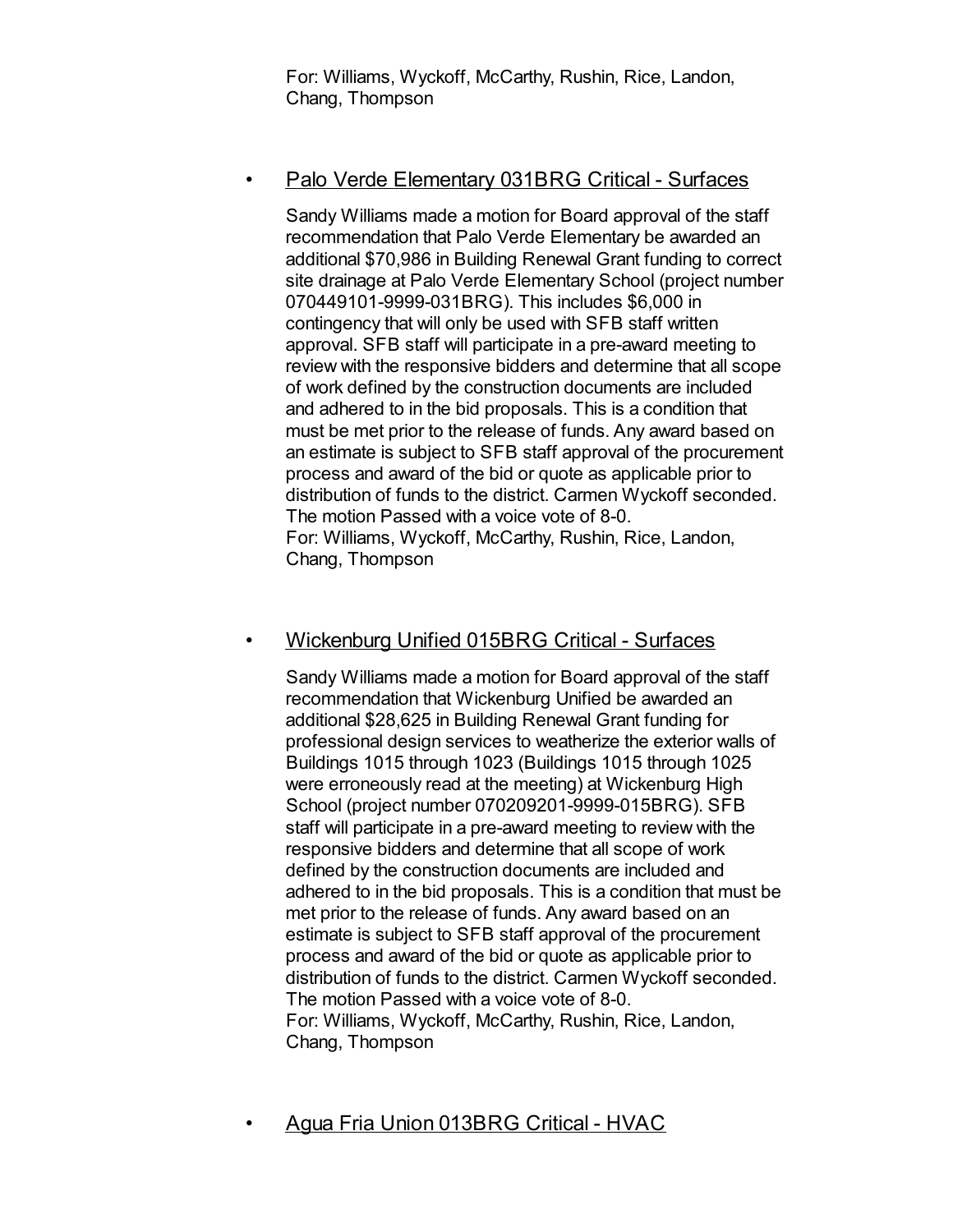For: Williams, Wyckoff, McCarthy, Rushin, Rice, Landon, Chang, Thompson

- Palo Verde Elementary 031BRG Critical - Surfaces

  Sandy Williams made a motion for Board approval of the staff recommendation that Palo Verde Elementary be awarded an additional $70,986 in Building Renewal Grant funding to correct site drainage at Palo Verde Elementary School (project number 070449101-9999-031BRG). This includes $6,000 in contingency that will only be used with SFB staff written approval. SFB staff will participate in a pre-award meeting to review with the responsive bidders and determine that all scope of work defined by the construction documents are included and adhered to in the bid proposals. This is a condition that must be met prior to the release of funds. Any award based on an estimate is subject to SFB staff approval of the procurement process and award of the bid or quote as applicable prior to distribution of funds to the district. Carmen Wyckoff seconded. The motion Passed with a voice vote of 8-0.
  For: Williams, Wyckoff, McCarthy, Rushin, Rice, Landon, Chang, Thompson

- Wickenburg Unified 015BRG Critical - Surfaces

  Sandy Williams made a motion for Board approval of the staff recommendation that Wickenburg Unified be awarded an additional $28,625 in Building Renewal Grant funding for professional design services to weatherize the exterior walls of Buildings 1015 through 1023 (Buildings 1015 through 1025 were erroneously read at the meeting) at Wickenburg High School (project number 070209201-9999-015BRG). SFB staff will participate in a pre-award meeting to review with the responsive bidders and determine that all scope of work defined by the construction documents are included and adhered to in the bid proposals. This is a condition that must be met prior to the release of funds. Any award based on an estimate is subject to SFB staff approval of the procurement process and award of the bid or quote as applicable prior to distribution of funds to the district. Carmen Wyckoff seconded. The motion Passed with a voice vote of 8-0.
  For: Williams, Wyckoff, McCarthy, Rushin, Rice, Landon, Chang, Thompson

- Agua Fria Union 013BRG Critical - HVAC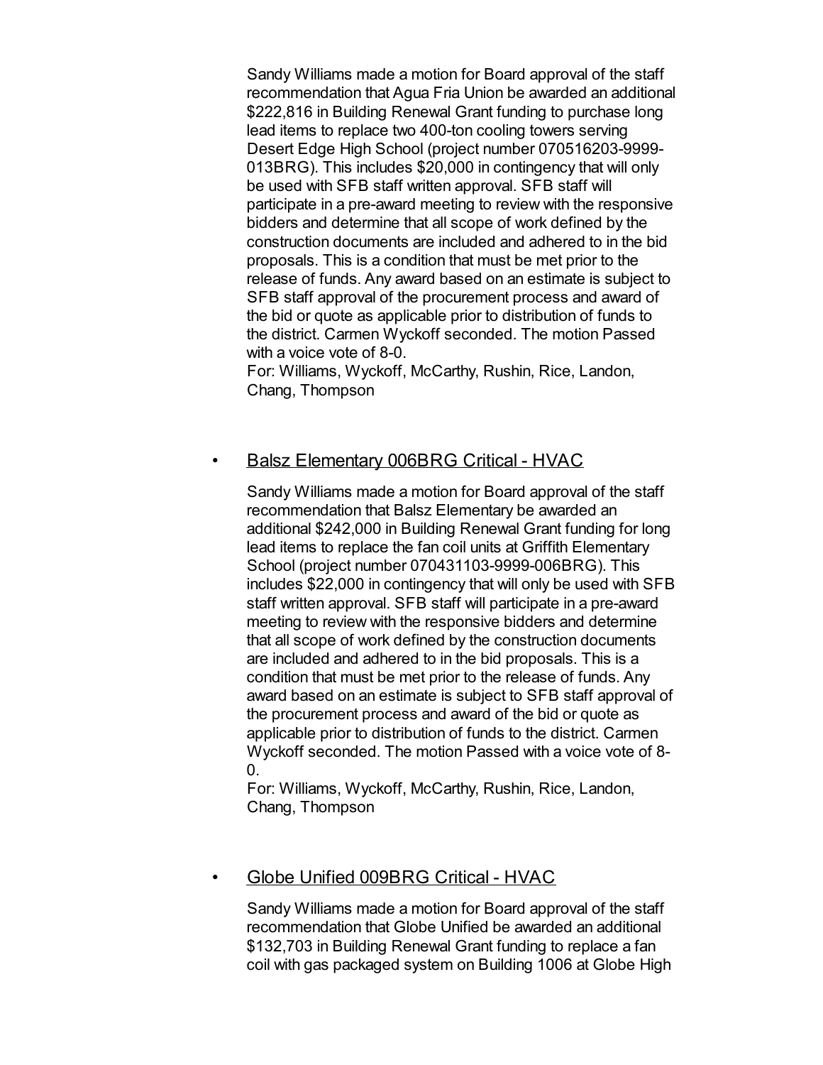Sandy Williams made a motion for Board approval of the staff recommendation that Agua Fria Union be awarded an additional $222,816 in Building Renewal Grant funding to purchase long lead items to replace two 400-ton cooling towers serving Desert Edge High School (project number 070516203-9999-013BRG). This includes $20,000 in contingency that will only be used with SFB staff written approval. SFB staff will participate in a pre-award meeting to review with the responsive bidders and determine that all scope of work defined by the construction documents are included and adhered to in the bid proposals. This is a condition that must be met prior to the release of funds. Any award based on an estimate is subject to SFB staff approval of the procurement process and award of the bid or quote as applicable prior to distribution of funds to the district. Carmen Wyckoff seconded. The motion Passed with a voice vote of 8-0.
For: Williams, Wyckoff, McCarthy, Rushin, Rice, Landon, Chang, Thompson

- <u>Balsz Elementary 006BRG Critical - HVAC</u>

  Sandy Williams made a motion for Board approval of the staff recommendation that Balsz Elementary be awarded an additional $242,000 in Building Renewal Grant funding for long lead items to replace the fan coil units at Griffith Elementary School (project number 070431103-9999-006BRG). This includes $22,000 in contingency that will only be used with SFB staff written approval. SFB staff will participate in a pre-award meeting to review with the responsive bidders and determine that all scope of work defined by the construction documents are included and adhered to in the bid proposals. This is a condition that must be met prior to the release of funds. Any award based on an estimate is subject to SFB staff approval of the procurement process and award of the bid or quote as applicable prior to distribution of funds to the district. Carmen Wyckoff seconded. The motion Passed with a voice vote of 8-0.
  For: Williams, Wyckoff, McCarthy, Rushin, Rice, Landon, Chang, Thompson

- <u>Globe Unified 009BRG Critical - HVAC</u>

  Sandy Williams made a motion for Board approval of the staff recommendation that Globe Unified be awarded an additional $132,703 in Building Renewal Grant funding to replace a fan coil with gas packaged system on Building 1006 at Globe High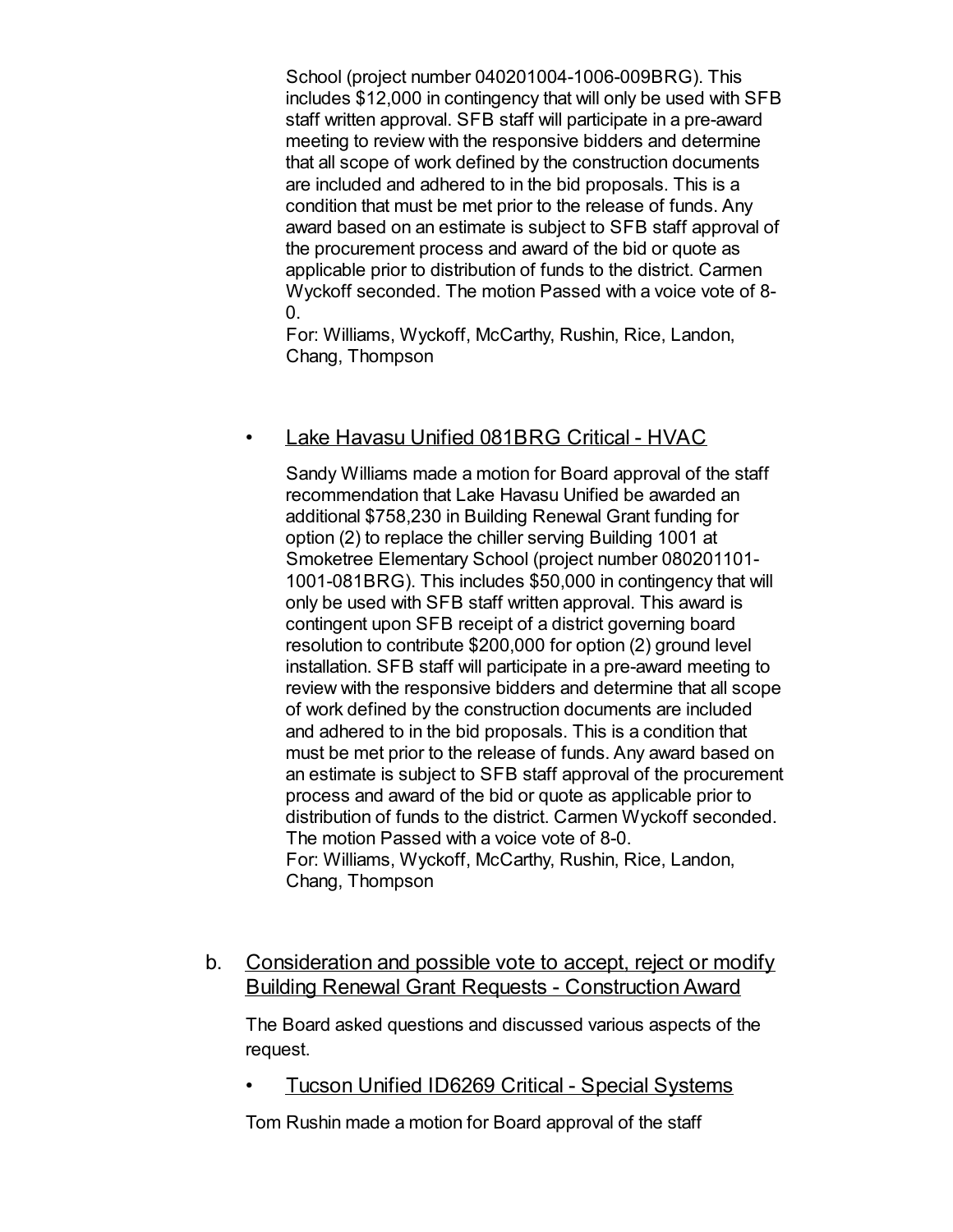School (project number 040201004-1006-009BRG). This includes $12,000 in contingency that will only be used with SFB staff written approval. SFB staff will participate in a pre-award meeting to review with the responsive bidders and determine that all scope of work defined by the construction documents are included and adhered to in the bid proposals. This is a condition that must be met prior to the release of funds. Any award based on an estimate is subject to SFB staff approval of the procurement process and award of the bid or quote as applicable prior to distribution of funds to the district. Carmen Wyckoff seconded. The motion Passed with a voice vote of 8-0.
For: Williams, Wyckoff, McCarthy, Rushin, Rice, Landon, Chang, Thompson

- Lake Havasu Unified 081BRG Critical - HVAC

  Sandy Williams made a motion for Board approval of the staff recommendation that Lake Havasu Unified be awarded an additional $758,230 in Building Renewal Grant funding for option (2) to replace the chiller serving Building 1001 at Smoketree Elementary School (project number 080201101-1001-081BRG). This includes $50,000 in contingency that will only be used with SFB staff written approval. This award is contingent upon SFB receipt of a district governing board resolution to contribute $200,000 for option (2) ground level installation. SFB staff will participate in a pre-award meeting to review with the responsive bidders and determine that all scope of work defined by the construction documents are included and adhered to in the bid proposals. This is a condition that must be met prior to the release of funds. Any award based on an estimate is subject to SFB staff approval of the procurement process and award of the bid or quote as applicable prior to distribution of funds to the district. Carmen Wyckoff seconded. The motion Passed with a voice vote of 8-0.
  For: Williams, Wyckoff, McCarthy, Rushin, Rice, Landon, Chang, Thompson

b. Consideration and possible vote to accept, reject or modify Building Renewal Grant Requests - Construction Award

   The Board asked questions and discussed various aspects of the request.

- Tucson Unified ID6269 Critical - Special Systems

Tom Rushin made a motion for Board approval of the staff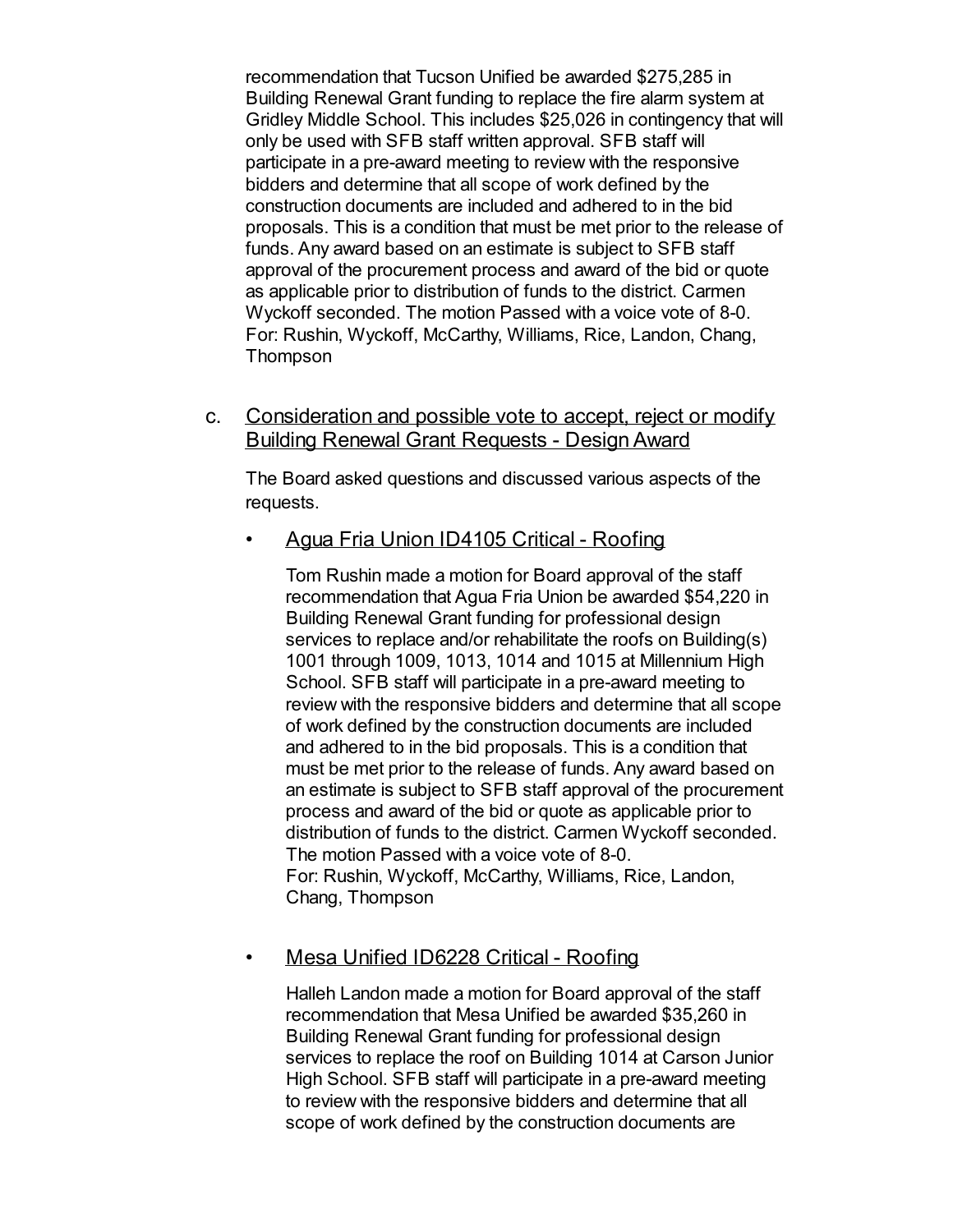recommendation that Tucson Unified be awarded $275,285 in Building Renewal Grant funding to replace the fire alarm system at Gridley Middle School. This includes $25,026 in contingency that will only be used with SFB staff written approval. SFB staff will participate in a pre-award meeting to review with the responsive bidders and determine that all scope of work defined by the construction documents are included and adhered to in the bid proposals. This is a condition that must be met prior to the release of funds. Any award based on an estimate is subject to SFB staff approval of the procurement process and award of the bid or quote as applicable prior to distribution of funds to the district. Carmen Wyckoff seconded. The motion Passed with a voice vote of 8-0.
For: Rushin, Wyckoff, McCarthy, Williams, Rice, Landon, Chang, Thompson

c. <u>Consideration and possible vote to accept, reject or modify Building Renewal Grant Requests - Design Award</u>

The Board asked questions and discussed various aspects of the requests.

- <u>Agua Fria Union ID4105 Critical - Roofing</u>

  Tom Rushin made a motion for Board approval of the staff recommendation that Agua Fria Union be awarded $54,220 in Building Renewal Grant funding for professional design services to replace and/or rehabilitate the roofs on Building(s) 1001 through 1009, 1013, 1014 and 1015 at Millennium High School. SFB staff will participate in a pre-award meeting to review with the responsive bidders and determine that all scope of work defined by the construction documents are included and adhered to in the bid proposals. This is a condition that must be met prior to the release of funds. Any award based on an estimate is subject to SFB staff approval of the procurement process and award of the bid or quote as applicable prior to distribution of funds to the district. Carmen Wyckoff seconded. The motion Passed with a voice vote of 8-0.
  For: Rushin, Wyckoff, McCarthy, Williams, Rice, Landon, Chang, Thompson

- <u>Mesa Unified ID6228 Critical - Roofing</u>

  Halleh Landon made a motion for Board approval of the staff recommendation that Mesa Unified be awarded $35,260 in Building Renewal Grant funding for professional design services to replace the roof on Building 1014 at Carson Junior High School. SFB staff will participate in a pre-award meeting to review with the responsive bidders and determine that all scope of work defined by the construction documents are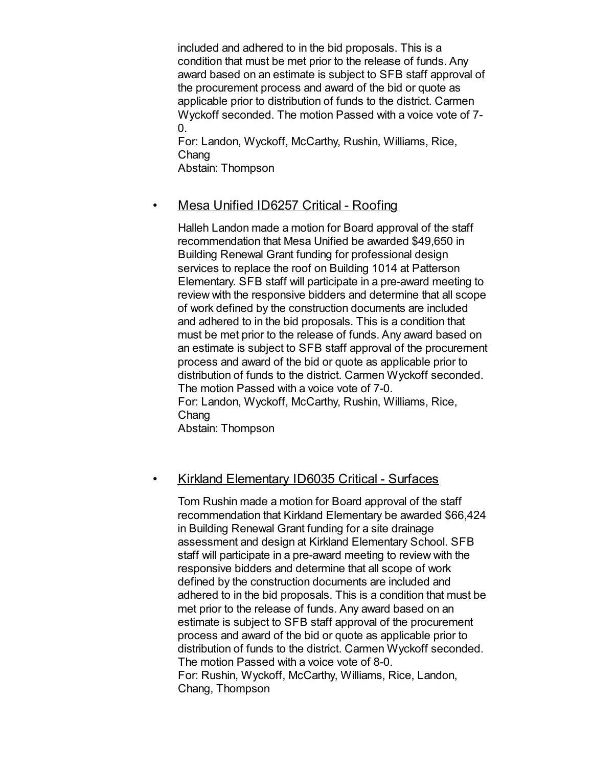included and adhered to in the bid proposals. This is a condition that must be met prior to the release of funds. Any award based on an estimate is subject to SFB staff approval of the procurement process and award of the bid or quote as applicable prior to distribution of funds to the district. Carmen Wyckoff seconded. The motion Passed with a voice vote of 7-0.
For: Landon, Wyckoff, McCarthy, Rushin, Williams, Rice, Chang
Abstain: Thompson

- Mesa Unified ID6257 Critical - Roofing

  Halleh Landon made a motion for Board approval of the staff recommendation that Mesa Unified be awarded $49,650 in Building Renewal Grant funding for professional design services to replace the roof on Building 1014 at Patterson Elementary. SFB staff will participate in a pre-award meeting to review with the responsive bidders and determine that all scope of work defined by the construction documents are included and adhered to in the bid proposals. This is a condition that must be met prior to the release of funds. Any award based on an estimate is subject to SFB staff approval of the procurement process and award of the bid or quote as applicable prior to distribution of funds to the district. Carmen Wyckoff seconded. The motion Passed with a voice vote of 7-0.
  For: Landon, Wyckoff, McCarthy, Rushin, Williams, Rice, Chang
  Abstain: Thompson

- Kirkland Elementary ID6035 Critical - Surfaces

  Tom Rushin made a motion for Board approval of the staff recommendation that Kirkland Elementary be awarded $66,424 in Building Renewal Grant funding for a site drainage assessment and design at Kirkland Elementary School. SFB staff will participate in a pre-award meeting to review with the responsive bidders and determine that all scope of work defined by the construction documents are included and adhered to in the bid proposals. This is a condition that must be met prior to the release of funds. Any award based on an estimate is subject to SFB staff approval of the procurement process and award of the bid or quote as applicable prior to distribution of funds to the district. Carmen Wyckoff seconded. The motion Passed with a voice vote of 8-0.
  For: Rushin, Wyckoff, McCarthy, Williams, Rice, Landon, Chang, Thompson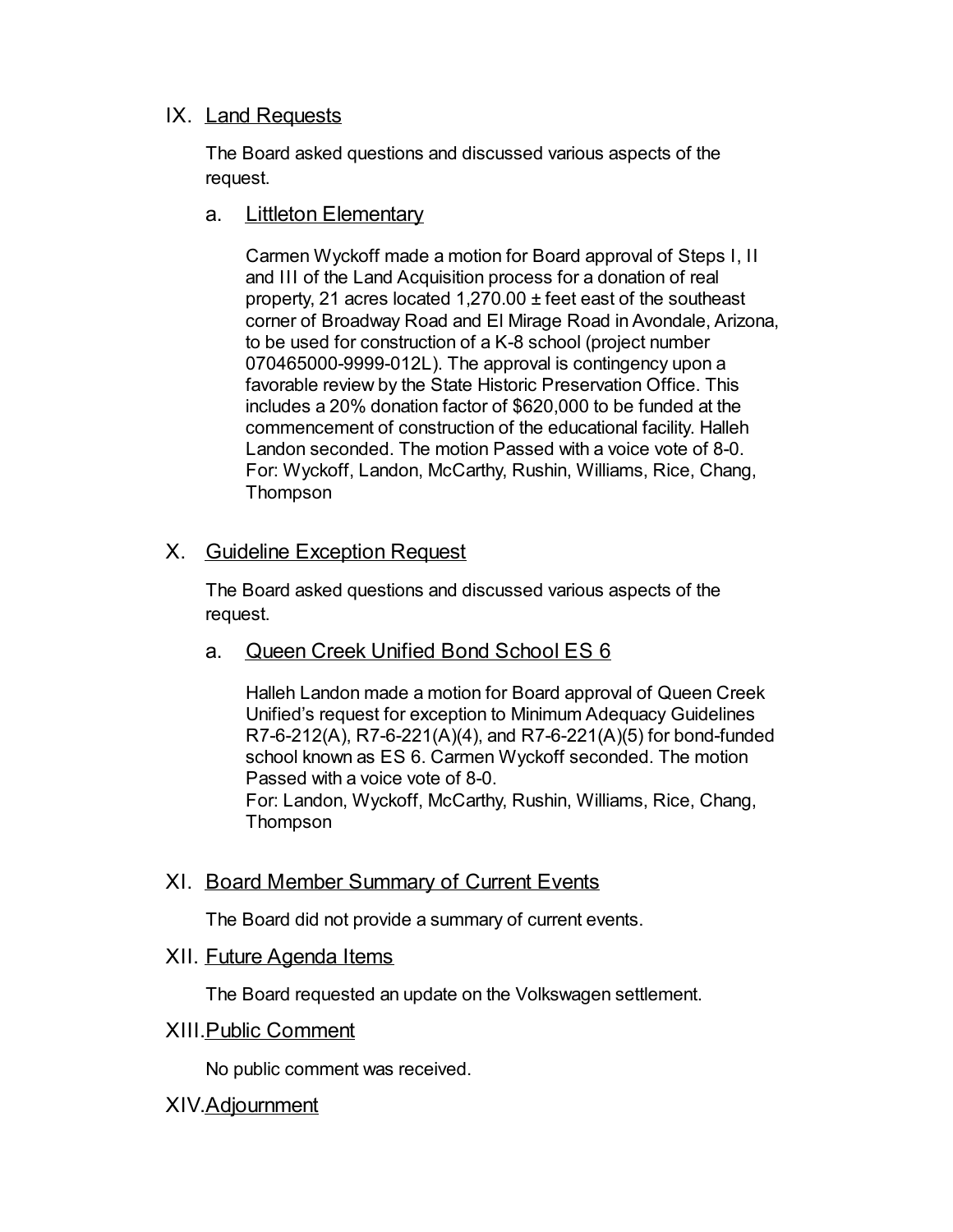## IX. Land Requests

The Board asked questions and discussed various aspects of the request.

### a. Littleton Elementary

Carmen Wyckoff made a motion for Board approval of Steps I, II and III of the Land Acquisition process for a donation of real property, 21 acres located 1,270.00 ± feet east of the southeast corner of Broadway Road and El Mirage Road in Avondale, Arizona, to be used for construction of a K-8 school (project number 070465000-9999-012L). The approval is contingency upon a favorable review by the State Historic Preservation Office. This includes a 20% donation factor of $620,000 to be funded at the commencement of construction of the educational facility. Halleh Landon seconded. The motion Passed with a voice vote of 8-0.
For: Wyckoff, Landon, McCarthy, Rushin, Williams, Rice, Chang, Thompson

## X. Guideline Exception Request

The Board asked questions and discussed various aspects of the request.

### a. Queen Creek Unified Bond School ES 6

Halleh Landon made a motion for Board approval of Queen Creek Unified's request for exception to Minimum Adequacy Guidelines R7-6-212(A), R7-6-221(A)(4), and R7-6-221(A)(5) for bond-funded school known as ES 6. Carmen Wyckoff seconded. The motion Passed with a voice vote of 8-0.
For: Landon, Wyckoff, McCarthy, Rushin, Williams, Rice, Chang, Thompson

## XI. Board Member Summary of Current Events

The Board did not provide a summary of current events.

## XII. Future Agenda Items

The Board requested an update on the Volkswagen settlement.

## XIII. Public Comment

No public comment was received.

## XIV. Adjournment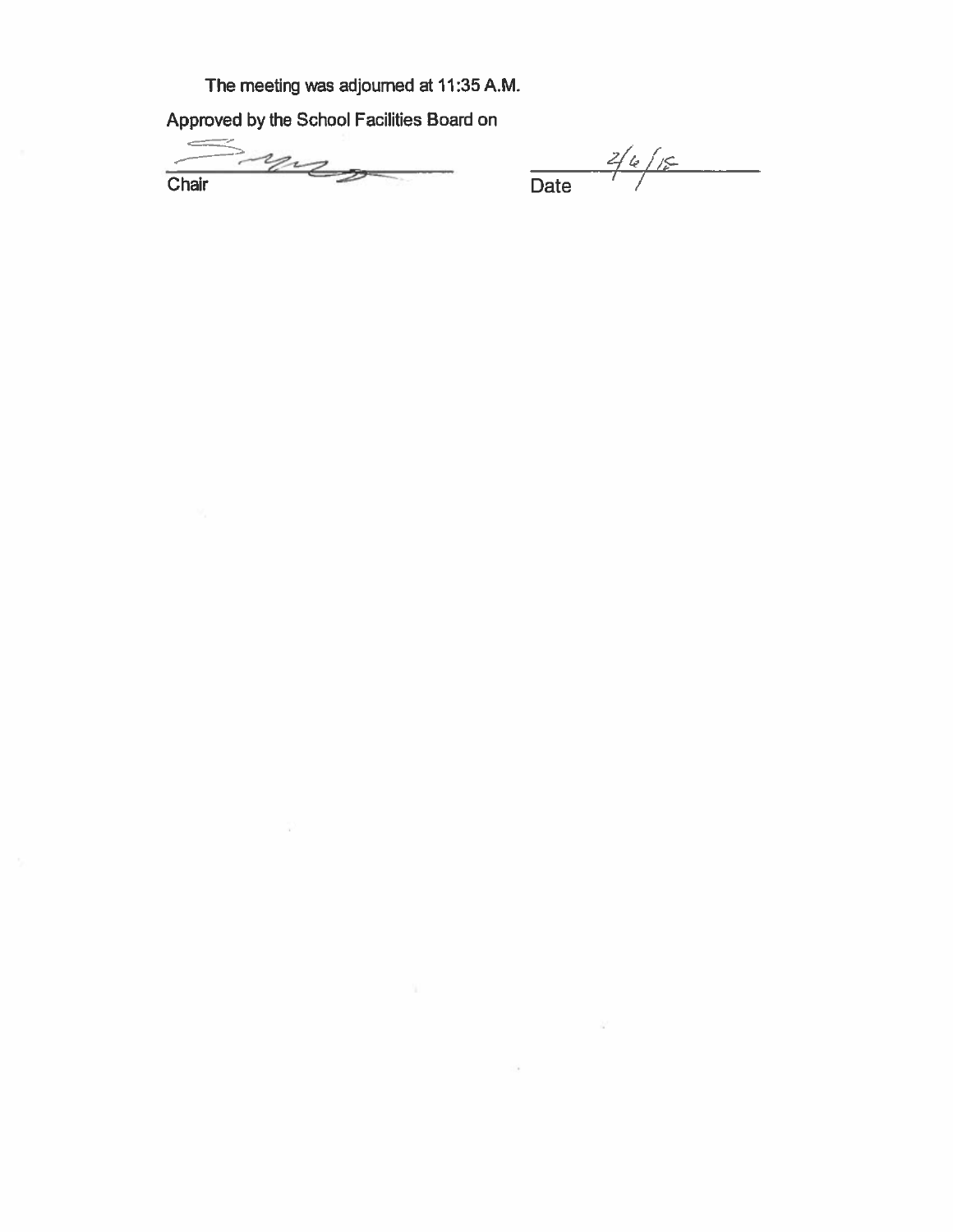The meeting was adjourned at 11:35 A.M.

Approved by the School Facilities Board on

Chair

Date 2/6/15